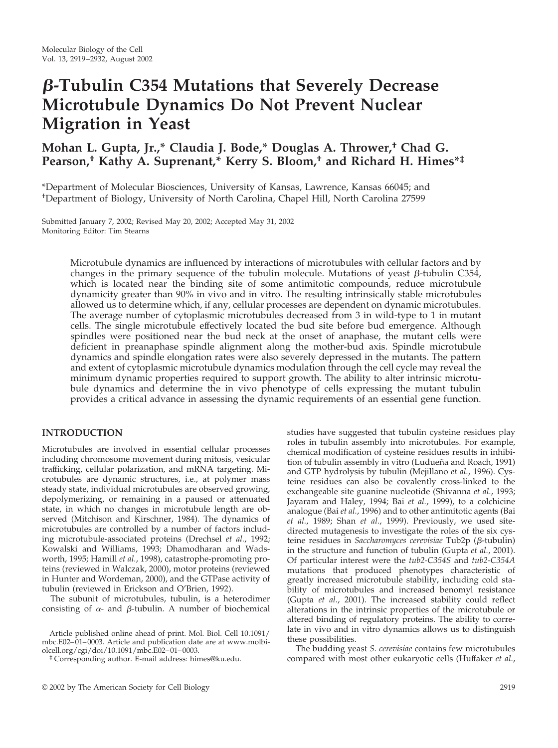# β-Tubulin C354 Mutations that Severely Decrease Microtubule Dynamics Do Not Prevent Nuclear Migration in Yeast

**Mohan L. Gupta, Jr.,\* Claudia J. Bode,\* Douglas A. Thrower,† Chad G. Pearson,† Kathy A. Suprenant,\* Kerry S. Bloom,† and Richard H. Himes\*‡**

\*Department of Molecular Biosciences, University of Kansas, Lawrence, Kansas 66045; and †Department of Biology, University of North Carolina, Chapel Hill, North Carolina 27599

Submitted January 7, 2002; Revised May 20, 2002; Accepted May 31, 2002
Monitoring Editor: Tim Stearns

Microtubule dynamics are influenced by interactions of microtubules with cellular factors and by changes in the primary sequence of the tubulin molecule. Mutations of yeast β-tubulin C354, which is located near the binding site of some antimitotic compounds, reduce microtubule dynamicity greater than 90% in vivo and in vitro. The resulting intrinsically stable microtubules allowed us to determine which, if any, cellular processes are dependent on dynamic microtubules. The average number of cytoplasmic microtubules decreased from 3 in wild-type to 1 in mutant cells. The single microtubule effectively located the bud site before bud emergence. Although spindles were positioned near the bud neck at the onset of anaphase, the mutant cells were deficient in preanaphase spindle alignment along the mother-bud axis. Spindle microtubule dynamics and spindle elongation rates were also severely depressed in the mutants. The pattern and extent of cytoplasmic microtubule dynamics modulation through the cell cycle may reveal the minimum dynamic properties required to support growth. The ability to alter intrinsic microtubule dynamics and determine the in vivo phenotype of cells expressing the mutant tubulin provides a critical advance in assessing the dynamic requirements of an essential gene function.

## INTRODUCTION

Microtubules are involved in essential cellular processes including chromosome movement during mitosis, vesicular trafficking, cellular polarization, and mRNA targeting. Microtubules are dynamic structures, i.e., at polymer mass steady state, individual microtubules are observed growing, depolymerizing, or remaining in a paused or attenuated state, in which no changes in microtubule length are observed (Mitchison and Kirschner, 1984). The dynamics of microtubules are controlled by a number of factors including microtubule-associated proteins (Drechsel *et al.*, 1992; Kowalski and Williams, 1993; Dhamodharan and Wadsworth, 1995; Hamill *et al.*, 1998), catastrophe-promoting proteins (reviewed in Walczak, 2000), motor proteins (reviewed in Hunter and Wordeman, 2000), and the GTPase activity of tubulin (reviewed in Erickson and O'Brien, 1992).

The subunit of microtubules, tubulin, is a heterodimer consisting of α- and β-tubulin. A number of biochemical studies have suggested that tubulin cysteine residues play roles in tubulin assembly into microtubules. For example, chemical modification of cysteine residues results in inhibition of tubulin assembly in vitro (Ludueña and Roach, 1991) and GTP hydrolysis by tubulin (Mejillano *et al.*, 1996). Cysteine residues can also be covalently cross-linked to the exchangeable site guanine nucleotide (Shivanna *et al.*, 1993; Jayaram and Haley, 1994; Bai *et al.*, 1999), to a colchicine analogue (Bai *et al.*, 1996) and to other antimitotic agents (Bai *et al.*, 1989; Shan *et al.*, 1999). Previously, we used site-directed mutagenesis to investigate the roles of the six cysteine residues in *Saccharomyces cerevisiae* Tub2p (β-tubulin) in the structure and function of tubulin (Gupta *et al.*, 2001). Of particular interest were the *tub2-C354S* and *tub2-C354A* mutations that produced phenotypes characteristic of greatly increased microtubule stability, including cold stability of microtubules and increased benomyl resistance (Gupta *et al.*, 2001). The increased stability could reflect alterations in the intrinsic properties of the microtubule or altered binding of regulatory proteins. The ability to correlate in vivo and in vitro dynamics allows us to distinguish these possibilities.

The budding yeast *S. cerevisiae* contains few microtubules compared with most other eukaryotic cells (Huffaker *et al.*,

Article published online ahead of print. Mol. Biol. Cell 10.1091/mbc.E02–01–0003. Article and publication date are at www.molbiolcell.org/cgi/doi/10.1091/mbc.E02–01–0003.

‡ Corresponding author. E-mail address: himes@ku.edu.

© 2002 by The American Society for Cell Biology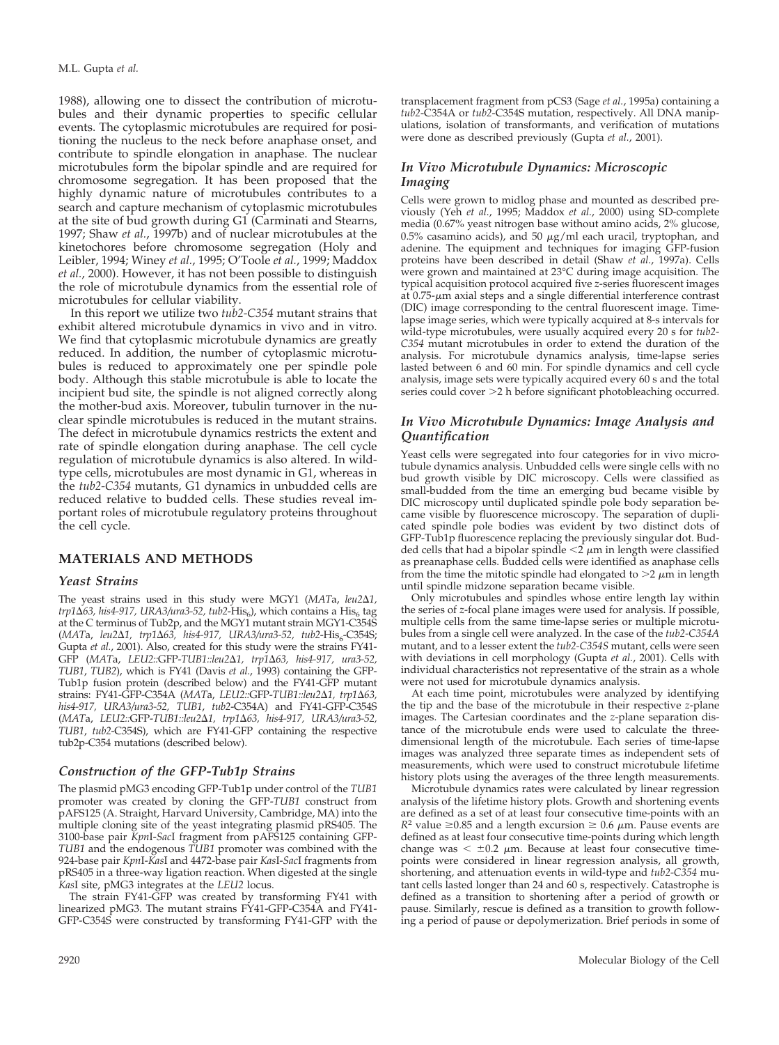1988), allowing one to dissect the contribution of microtubules and their dynamic properties to specific cellular events. The cytoplasmic microtubules are required for positioning the nucleus to the neck before anaphase onset, and contribute to spindle elongation in anaphase. The nuclear microtubules form the bipolar spindle and are required for chromosome segregation. It has been proposed that the highly dynamic nature of microtubules contributes to a search and capture mechanism of cytoplasmic microtubules at the site of bud growth during G1 (Carminati and Stearns, 1997; Shaw *et al.*, 1997b) and of nuclear microtubules at the kinetochores before chromosome segregation (Holy and Leibler, 1994; Winey *et al.*, 1995; O'Toole *et al.*, 1999; Maddox *et al.*, 2000). However, it has not been possible to distinguish the role of microtubule dynamics from the essential role of microtubules for cellular viability.

In this report we utilize two *tub2-C354* mutant strains that exhibit altered microtubule dynamics in vivo and in vitro. We find that cytoplasmic microtubule dynamics are greatly reduced. In addition, the number of cytoplasmic microtubules is reduced to approximately one per spindle pole body. Although this stable microtubule is able to locate the incipient bud site, the spindle is not aligned correctly along the mother-bud axis. Moreover, tubulin turnover in the nuclear spindle microtubules is reduced in the mutant strains. The defect in microtubule dynamics restricts the extent and rate of spindle elongation during anaphase. The cell cycle regulation of microtubule dynamics is also altered. In wild-type cells, microtubules are most dynamic in G1, whereas in the *tub2-C354* mutants, G1 dynamics in unbudded cells are reduced relative to budded cells. These studies reveal important roles of microtubule regulatory proteins throughout the cell cycle.

## MATERIALS AND METHODS

### Yeast Strains

The yeast strains used in this study were MGY1 (*MAT*a, *leu2Δ1, trp1Δ63, his4-917, URA3/ura3-52, tub2*-His$_6$), which contains a His$_6$ tag at the C terminus of Tub2p, and the MGY1 mutant strain MGY1-C354S (*MAT*a, *leu2Δ1, trp1Δ63, his4-917, URA3/ura3-52, tub2*-His$_6$-C354S; Gupta *et al.*, 2001). Also, created for this study were the strains FY41-GFP (*MAT*a, *LEU2*::GFP-*TUB1*::*leu2Δ1, trp1Δ63, his4-917, ura3-52, TUB1, TUB2*), which is FY41 (Davis *et al.*, 1993) containing the GFP-Tub1p fusion protein (described below) and the FY41-GFP mutant strains: FY41-GFP-C354A (*MAT*a, *LEU2*::GFP-*TUB1*::*leu2Δ1, trp1Δ63, his4-917, URA3/ura3-52, TUB1, tub2*-C354A) and FY41-GFP-C354S (*MAT*a, *LEU2*::GFP-*TUB1*::*leu2Δ1, trp1Δ63, his4-917, URA3/ura3-52, TUB1, tub2*-C354S), which are FY41-GFP containing the respective tub2p-C354 mutations (described below).

### Construction of the GFP-Tub1p Strains

The plasmid pMG3 encoding GFP-Tub1p under control of the *TUB1* promoter was created by cloning the GFP-*TUB1* construct from pAFS125 (A. Straight, Harvard University, Cambridge, MA) into the multiple cloning site of the yeast integrating plasmid pRS405. The 3100-base pair *Kpn*I-*Sac*I fragment from pAFS125 containing GFP-*TUB1* and the endogenous *TUB1* promoter was combined with the 924-base pair *Kpn*I-*Kas*I and 4472-base pair *Kas*I-*Sac*I fragments from pRS405 in a three-way ligation reaction. When digested at the single *Kas*I site, pMG3 integrates at the *LEU2* locus.

The strain FY41-GFP was created by transforming FY41 with linearized pMG3. The mutant strains FY41-GFP-C354A and FY41-GFP-C354S were constructed by transforming FY41-GFP with the transplacement fragment from pCS3 (Sage *et al.*, 1995a) containing a *tub2*-C354A or *tub2*-C354S mutation, respectively. All DNA manipulations, isolation of transformants, and verification of mutations were done as described previously (Gupta *et al.*, 2001).

### In Vivo Microtubule Dynamics: Microscopic Imaging

Cells were grown to midlog phase and mounted as described previously (Yeh *et al.*, 1995; Maddox *et al.*, 2000) using SD-complete media (0.67% yeast nitrogen base without amino acids, 2% glucose, 0.5% casamino acids), and 50 μg/ml each uracil, tryptophan, and adenine. The equipment and techniques for imaging GFP-fusion proteins have been described in detail (Shaw *et al.*, 1997a). Cells were grown and maintained at 23°C during image acquisition. The typical acquisition protocol acquired five *z*-series fluorescent images at 0.75-μm axial steps and a single differential interference contrast (DIC) image corresponding to the central fluorescent image. Time-lapse image series, which were typically acquired at 8-s intervals for wild-type microtubules, were usually acquired every 20 s for *tub2-C354* mutant microtubules in order to extend the duration of the analysis. For microtubule dynamics analysis, time-lapse series lasted between 6 and 60 min. For spindle dynamics and cell cycle analysis, image sets were typically acquired every 60 s and the total series could cover >2 h before significant photobleaching occurred.

### In Vivo Microtubule Dynamics: Image Analysis and Quantification

Yeast cells were segregated into four categories for in vivo microtubule dynamics analysis. Unbudded cells were single cells with no bud growth visible by DIC microscopy. Cells were classified as small-budded from the time an emerging bud became visible by DIC microscopy until duplicated spindle pole body separation became visible by fluorescence microscopy. The separation of duplicated spindle pole bodies was evident by two distinct dots of GFP-Tub1p fluorescence replacing the previously singular dot. Budded cells that had a bipolar spindle <2 μm in length were classified as preanaphase cells. Budded cells were identified as anaphase cells from the time the mitotic spindle had elongated to >2 μm in length until spindle midzone separation became visible.

Only microtubules and spindles whose entire length lay within the series of *z*-focal plane images were used for analysis. If possible, multiple cells from the same time-lapse series or multiple microtubules from a single cell were analyzed. In the case of the *tub2-C354A* mutant, and to a lesser extent the *tub2-C354S* mutant, cells were seen with deviations in cell morphology (Gupta *et al.*, 2001). Cells with individual characteristics not representative of the strain as a whole were not used for microtubule dynamics analysis.

At each time point, microtubules were analyzed by identifying the tip and the base of the microtubule in their respective *z*-plane images. The Cartesian coordinates and the *z*-plane separation distance of the microtubule ends were used to calculate the three-dimensional length of the microtubule. Each series of time-lapse images was analyzed three separate times as independent sets of measurements, which were used to construct microtubule lifetime history plots using the averages of the three length measurements.

Microtubule dynamics rates were calculated by linear regression analysis of the lifetime history plots. Growth and shortening events are defined as a set of at least four consecutive time-points with an $R^2$ value ≥0.85 and a length excursion ≥ 0.6 μm. Pause events are defined as at least four consecutive time-points during which length change was < ±0.2 μm. Because at least four consecutive time-points were considered in linear regression analysis, all growth, shortening, and attenuation events in wild-type and *tub2-C354* mutant cells lasted longer than 24 and 60 s, respectively. Catastrophe is defined as a transition to shortening after a period of growth or pause. Similarly, rescue is defined as a transition to growth following a period of pause or depolymerization. Brief periods in some of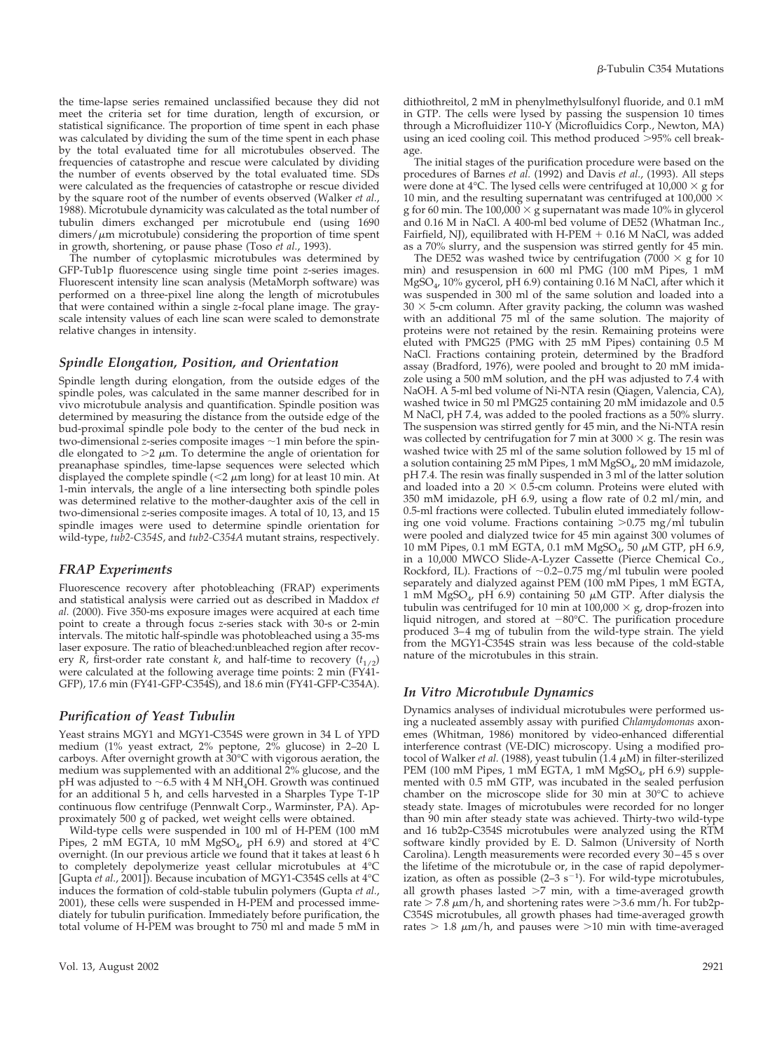the time-lapse series remained unclassified because they did not meet the criteria set for time duration, length of excursion, or statistical significance. The proportion of time spent in each phase was calculated by dividing the sum of the time spent in each phase by the total evaluated time for all microtubules observed. The frequencies of catastrophe and rescue were calculated by dividing the number of events observed by the total evaluated time. SDs were calculated as the frequencies of catastrophe or rescue divided by the square root of the number of events observed (Walker *et al.*, 1988). Microtubule dynamicity was calculated as the total number of tubulin dimers exchanged per microtubule end (using 1690 dimers/μm microtubule) considering the proportion of time spent in growth, shortening, or pause phase (Toso *et al.*, 1993).

The number of cytoplasmic microtubules was determined by GFP-Tub1p fluorescence using single time point *z*-series images. Fluorescent intensity line scan analysis (MetaMorph software) was performed on a three-pixel line along the length of microtubules that were contained within a single *z*-focal plane image. The grayscale intensity values of each line scan were scaled to demonstrate relative changes in intensity.

## Spindle Elongation, Position, and Orientation

Spindle length during elongation, from the outside edges of the spindle poles, was calculated in the same manner described for in vivo microtubule analysis and quantification. Spindle position was determined by measuring the distance from the outside edge of the bud-proximal spindle pole body to the center of the bud neck in two-dimensional *z*-series composite images ~1 min before the spindle elongated to >2 μm. To determine the angle of orientation for preanaphase spindles, time-lapse sequences were selected which displayed the complete spindle (<2 μm long) for at least 10 min. At 1-min intervals, the angle of a line intersecting both spindle poles was determined relative to the mother-daughter axis of the cell in two-dimensional *z*-series composite images. A total of 10, 13, and 15 spindle images were used to determine spindle orientation for wild-type, *tub2-C354S*, and *tub2-C354A* mutant strains, respectively.

## FRAP Experiments

Fluorescence recovery after photobleaching (FRAP) experiments and statistical analysis were carried out as described in Maddox *et al.* (2000). Five 350-ms exposure images were acquired at each time point to create a through focus *z*-series stack with 30-s or 2-min intervals. The mitotic half-spindle was photobleached using a 35-ms laser exposure. The ratio of bleached:unbleached region after recovery *R*, first-order rate constant *k*, and half-time to recovery ($t_{1/2}$) were calculated at the following average time points: 2 min (FY41-GFP), 17.6 min (FY41-GFP-C354S), and 18.6 min (FY41-GFP-C354A).

## Purification of Yeast Tubulin

Yeast strains MGY1 and MGY1-C354S were grown in 34 L of YPD medium (1% yeast extract, 2% peptone, 2% glucose) in 2–20 L carboys. After overnight growth at 30°C with vigorous aeration, the medium was supplemented with an additional 2% glucose, and the pH was adjusted to ~6.5 with 4 M $NH_4OH$. Growth was continued for an additional 5 h, and cells harvested in a Sharples Type T-1P continuous flow centrifuge (Pennwalt Corp., Warminster, PA). Approximately 500 g of packed, wet weight cells were obtained.

Wild-type cells were suspended in 100 ml of H-PEM (100 mM Pipes, 2 mM EGTA, 10 mM $MgSO_4$, pH 6.9) and stored at 4°C overnight. (In our previous article we found that it takes at least 6 h to completely depolymerize yeast cellular microtubules at 4°C [Gupta *et al.*, 2001]). Because incubation of MGY1-C354S cells at 4°C induces the formation of cold-stable tubulin polymers (Gupta *et al.*, 2001), these cells were suspended in H-PEM and processed immediately for tubulin purification. Immediately before purification, the total volume of H-PEM was brought to 750 ml and made 5 mM in dithiothreitol, 2 mM in phenylmethylsulfonyl fluoride, and 0.1 mM in GTP. The cells were lysed by passing the suspension 10 times through a Microfluidizer 110-Y (Microfluidics Corp., Newton, MA) using an iced cooling coil. This method produced >95% cell breakage.

The initial stages of the purification procedure were based on the procedures of Barnes *et al.* (1992) and Davis *et al.*, (1993). All steps were done at 4°C. The lysed cells were centrifuged at 10,000 × g for 10 min, and the resulting supernatant was centrifuged at 100,000 × g for 60 min. The 100,000 × g supernatant was made 10% in glycerol and 0.16 M in NaCl. A 400-ml bed volume of DE52 (Whatman Inc., Fairfield, NJ), equilibrated with H-PEM + 0.16 M NaCl, was added as a 70% slurry, and the suspension was stirred gently for 45 min.

The DE52 was washed twice by centrifugation (7000 × g for 10 min) and resuspension in 600 ml PMG (100 mM Pipes, 1 mM $MgSO_4$, 10% gycerol, pH 6.9) containing 0.16 M NaCl, after which it was suspended in 300 ml of the same solution and loaded into a 30 × 5-cm column. After gravity packing, the column was washed with an additional 75 ml of the same solution. The majority of proteins were not retained by the resin. Remaining proteins were eluted with PMG25 (PMG with 25 mM Pipes) containing 0.5 M NaCl. Fractions containing protein, determined by the Bradford assay (Bradford, 1976), were pooled and brought to 20 mM imidazole using a 500 mM solution, and the pH was adjusted to 7.4 with NaOH. A 5-ml bed volume of Ni-NTA resin (Qiagen, Valencia, CA), washed twice in 50 ml PMG25 containing 20 mM imidazole and 0.5 M NaCl, pH 7.4, was added to the pooled fractions as a 50% slurry. The suspension was stirred gently for 45 min, and the Ni-NTA resin was collected by centrifugation for 7 min at 3000 × g. The resin was washed twice with 25 ml of the same solution followed by 15 ml of a solution containing 25 mM Pipes, 1 mM $MgSO_4$, 20 mM imidazole, pH 7.4. The resin was finally suspended in 3 ml of the latter solution and loaded into a 20 × 0.5-cm column. Proteins were eluted with 350 mM imidazole, pH 6.9, using a flow rate of 0.2 ml/min, and 0.5-ml fractions were collected. Tubulin eluted immediately following one void volume. Fractions containing >0.75 mg/ml tubulin were pooled and dialyzed twice for 45 min against 300 volumes of 10 mM Pipes, 0.1 mM EGTA, 0.1 mM $MgSO_4$, 50 μM GTP, pH 6.9, in a 10,000 MWCO Slide-A-Lyzer Cassette (Pierce Chemical Co., Rockford, IL). Fractions of ~0.2–0.75 mg/ml tubulin were pooled separately and dialyzed against PEM (100 mM Pipes, 1 mM EGTA, 1 mM $MgSO_4$, pH 6.9) containing 50 μM GTP. After dialysis the tubulin was centrifuged for 10 min at 100,000 × g, drop-frozen into liquid nitrogen, and stored at −80°C. The purification procedure produced 3–4 mg of tubulin from the wild-type strain. The yield from the MGY1-C354S strain was less because of the cold-stable nature of the microtubules in this strain.

## In Vitro Microtubule Dynamics

Dynamics analyses of individual microtubules were performed using a nucleated assembly assay with purified *Chlamydomonas* axonemes (Whitman, 1986) monitored by video-enhanced differential interference contrast (VE-DIC) microscopy. Using a modified protocol of Walker *et al.* (1988), yeast tubulin (1.4 μM) in filter-sterilized PEM (100 mM Pipes, 1 mM EGTA, 1 mM $MgSO_4$, pH 6.9) supplemented with 0.5 mM GTP, was incubated in the sealed perfusion chamber on the microscope slide for 30 min at 30°C to achieve steady state. Images of microtubules were recorded for no longer than 90 min after steady state was achieved. Thirty-two wild-type and 16 tub2p-C354S microtubules were analyzed using the RTM software kindly provided by E. D. Salmon (University of North Carolina). Length measurements were recorded every 30–45 s over the lifetime of the microtubule or, in the case of rapid depolymerization, as often as possible (2–3 $s^{-1}$). For wild-type microtubules, all growth phases lasted >7 min, with a time-averaged growth rate > 7.8 μm/h, and shortening rates were >3.6 mm/h. For tub2p-C354S microtubules, all growth phases had time-averaged growth rates > 1.8 μm/h, and pauses were >10 min with time-averaged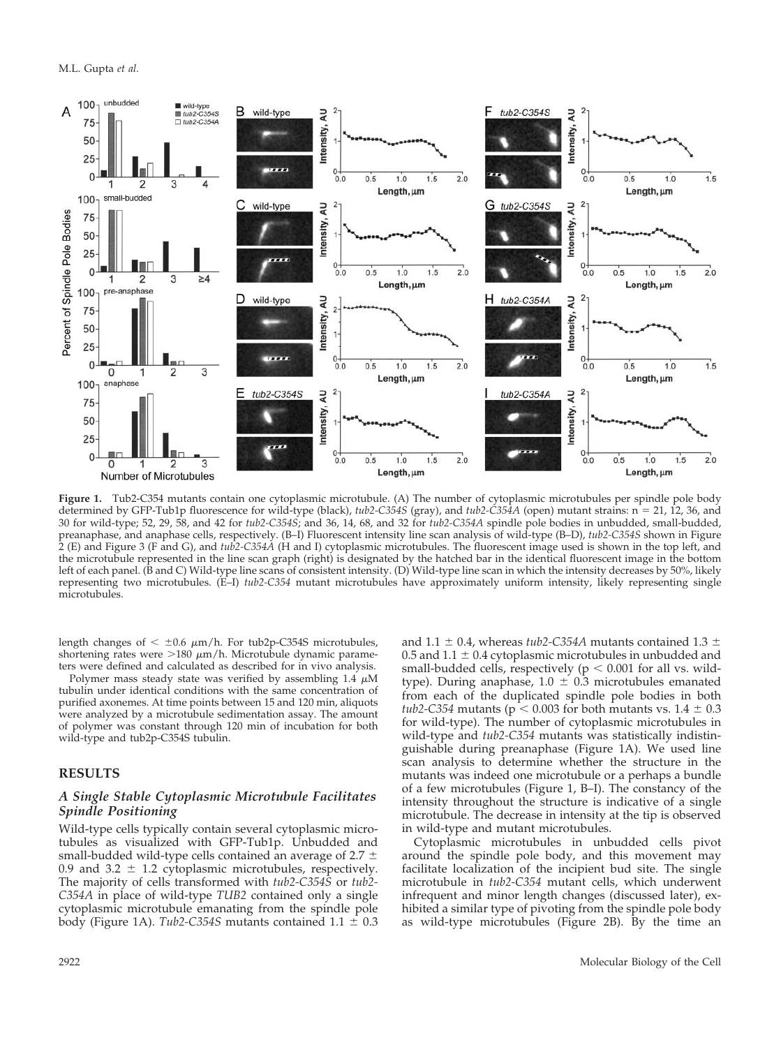**Figure 1.** Tub2-C354 mutants contain one cytoplasmic microtubule. (A) The number of cytoplasmic microtubules per spindle pole body determined by GFP-Tub1p fluorescence for wild-type (black), *tub2-C354S* (gray), and *tub2-C354A* (open) mutant strains: n = 21, 12, 36, and 30 for wild-type; 52, 29, 58, and 42 for *tub2-C354S*; and 36, 14, 68, and 32 for *tub2-C354A* spindle pole bodies in unbudded, small-budded, preanaphase, and anaphase cells, respectively. (B–I) Fluorescent intensity line scan analysis of wild-type (B–D), *tub2-C354S* shown in Figure 2 (E) and Figure 3 (F and G), and *tub2-C354A* (H and I) cytoplasmic microtubules. The fluorescent image used is shown in the top left, and the microtubule represented in the line scan graph (right) is designated by the hatched bar in the identical fluorescent image in the bottom left of each panel. (B and C) Wild-type line scans of consistent intensity. (D) Wild-type line scan in which the intensity decreases by 50%, likely representing two microtubules. (E–I) *tub2-C354* mutant microtubules have approximately uniform intensity, likely representing single microtubules.

length changes of < ±0.6 μm/h. For tub2p-C354S microtubules, shortening rates were >180 μm/h. Microtubule dynamic parameters were defined and calculated as described for in vivo analysis.

Polymer mass steady state was verified by assembling 1.4 μM tubulin under identical conditions with the same concentration of purified axonemes. At time points between 15 and 120 min, aliquots were analyzed by a microtubule sedimentation assay. The amount of polymer was constant through 120 min of incubation for both wild-type and tub2p-C354S tubulin.

## RESULTS

### *A Single Stable Cytoplasmic Microtubule Facilitates Spindle Positioning*

Wild-type cells typically contain several cytoplasmic microtubules as visualized with GFP-Tub1p. Unbudded and small-budded wild-type cells contained an average of 2.7 ± 0.9 and 3.2 ± 1.2 cytoplasmic microtubules, respectively. The majority of cells transformed with *tub2-C354S* or *tub2-C354A* in place of wild-type *TUB2* contained only a single cytoplasmic microtubule emanating from the spindle pole body (Figure 1A). *Tub2-C354S* mutants contained 1.1 ± 0.3 and 1.1 ± 0.4, whereas *tub2-C354A* mutants contained 1.3 ± 0.5 and 1.1 ± 0.4 cytoplasmic microtubules in unbudded and small-budded cells, respectively ($p < 0.001$ for all vs. wild-type). During anaphase, 1.0 ± 0.3 microtubules emanated from each of the duplicated spindle pole bodies in both *tub2-C354* mutants ($p < 0.003$ for both mutants vs. 1.4 ± 0.3 for wild-type). The number of cytoplasmic microtubules in wild-type and *tub2-C354* mutants was statistically indistinguishable during preanaphase (Figure 1A). We used line scan analysis to determine whether the structure in the mutants was indeed one microtubule or a perhaps a bundle of a few microtubules (Figure 1, B–I). The constancy of the intensity throughout the structure is indicative of a single microtubule. The decrease in intensity at the tip is observed in wild-type and mutant microtubules.

Cytoplasmic microtubules in unbudded cells pivot around the spindle pole body, and this movement may facilitate localization of the incipient bud site. The single microtubule in *tub2-C354* mutant cells, which underwent infrequent and minor length changes (discussed later), exhibited a similar type of pivoting from the spindle pole body as wild-type microtubules (Figure 2B). By the time an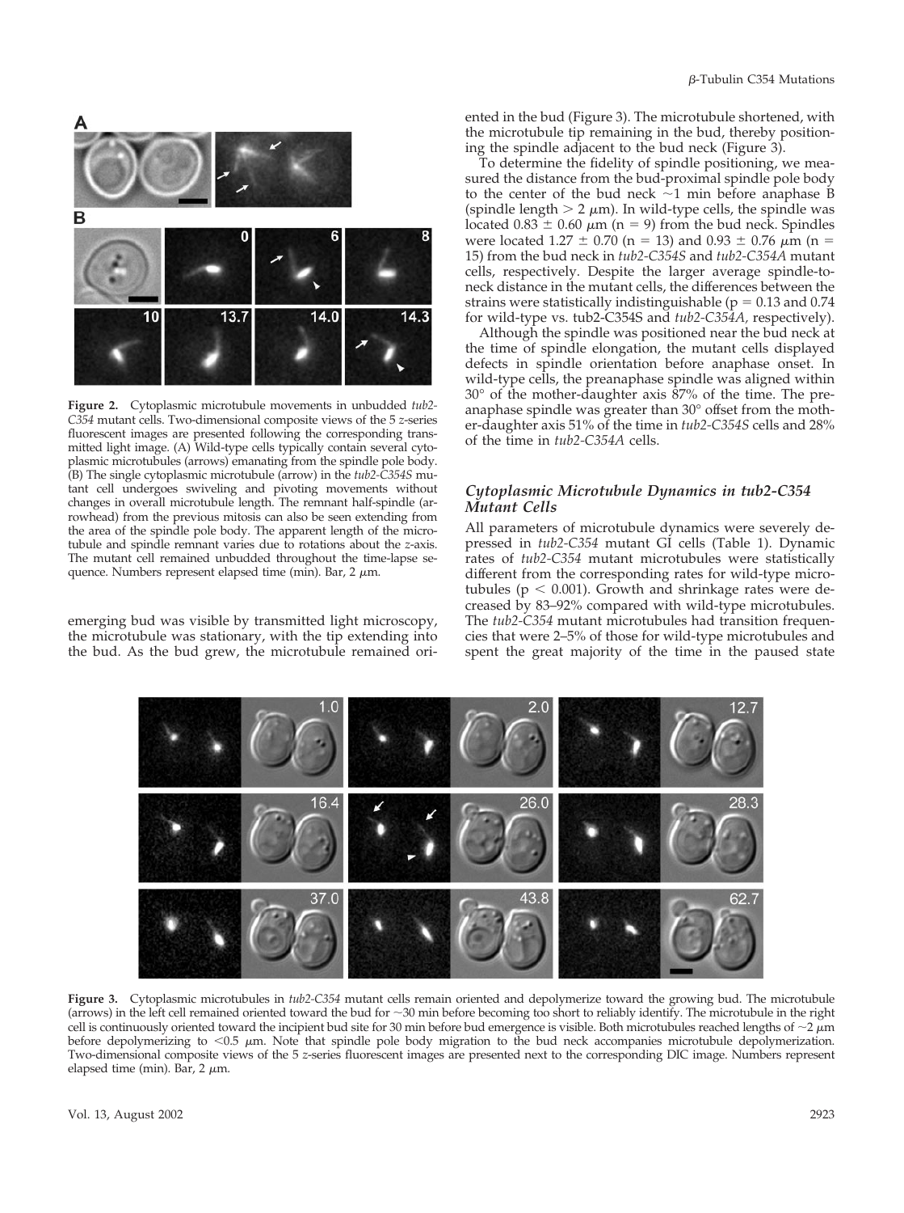**Figure 2.** Cytoplasmic microtubule movements in unbudded *tub2-C354* mutant cells. Two-dimensional composite views of the 5 *z*-series fluorescent images are presented following the corresponding transmitted light image. (A) Wild-type cells typically contain several cytoplasmic microtubules (arrows) emanating from the spindle pole body. (B) The single cytoplasmic microtubule (arrow) in the *tub2-C354S* mutant cell undergoes swiveling and pivoting movements without changes in overall microtubule length. The remnant half-spindle (arrowhead) from the previous mitosis can also be seen extending from the area of the spindle pole body. The apparent length of the microtubule and spindle remnant varies due to rotations about the *z*-axis. The mutant cell remained unbudded throughout the time-lapse sequence. Numbers represent elapsed time (min). Bar, 2 μm.

emerging bud was visible by transmitted light microscopy, the microtubule was stationary, with the tip extending into the bud. As the bud grew, the microtubule remained oriented in the bud (Figure 3). The microtubule shortened, with the microtubule tip remaining in the bud, thereby positioning the spindle adjacent to the bud neck (Figure 3).

To determine the fidelity of spindle positioning, we measured the distance from the bud-proximal spindle pole body to the center of the bud neck ~1 min before anaphase B (spindle length > 2 μm). In wild-type cells, the spindle was located 0.83 ± 0.60 μm (n = 9) from the bud neck. Spindles were located 1.27 ± 0.70 (n = 13) and 0.93 ± 0.76 μm (n = 15) from the bud neck in *tub2-C354S* and *tub2-C354A* mutant cells, respectively. Despite the larger average spindle-to-neck distance in the mutant cells, the differences between the strains were statistically indistinguishable ($p = 0.13$ and 0.74 for wild-type vs. tub2-C354S and *tub2-C354A*, respectively).

Although the spindle was positioned near the bud neck at the time of spindle elongation, the mutant cells displayed defects in spindle orientation before anaphase onset. In wild-type cells, the preanaphase spindle was aligned within 30° of the mother-daughter axis 87% of the time. The preanaphase spindle was greater than 30° offset from the mother-daughter axis 51% of the time in *tub2-C354S* cells and 28% of the time in *tub2-C354A* cells.

### *Cytoplasmic Microtubule Dynamics in tub2-C354 Mutant Cells*

All parameters of microtubule dynamics were severely depressed in *tub2-C354* mutant GI cells (Table 1). Dynamic rates of *tub2-C354* mutant microtubules were statistically different from the corresponding rates for wild-type microtubules ($p < 0.001$). Growth and shrinkage rates were decreased by 83–92% compared with wild-type microtubules. The *tub2-C354* mutant microtubules had transition frequencies that were 2–5% of those for wild-type microtubules and spent the great majority of the time in the paused state

**Figure 3.** Cytoplasmic microtubules in *tub2-C354* mutant cells remain oriented and depolymerize toward the growing bud. The microtubule (arrows) in the left cell remained oriented toward the bud for ~30 min before becoming too short to reliably identify. The microtubule in the right cell is continuously oriented toward the incipient bud site for 30 min before bud emergence is visible. Both microtubules reached lengths of ~2 μm before depolymerizing to <0.5 μm. Note that spindle pole body migration to the bud neck accompanies microtubule depolymerization. Two-dimensional composite views of the 5 *z*-series fluorescent images are presented next to the corresponding DIC image. Numbers represent elapsed time (min). Bar, 2 μm.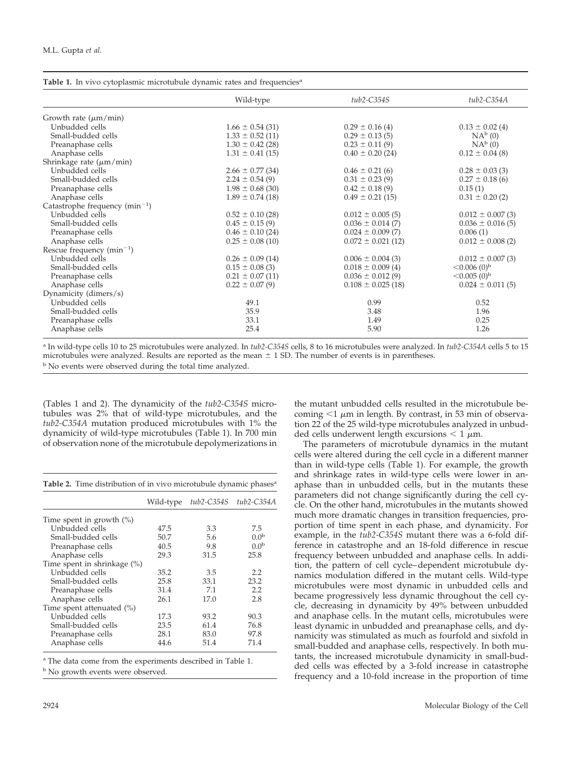**Table 1.** In vivo cytoplasmic microtubule dynamic rates and frequencies[a]

| | Wild-type | *tub2-C354S* | *tub2-C354A* |
|---|---|---|---|
| Growth rate (μm/min) | | | |
| Unbudded cells | 1.66 ± 0.54 (31) | 0.29 ± 0.16 (4) | 0.13 ± 0.02 (4) |
| Small-budded cells | 1.33 ± 0.52 (11) | 0.29 ± 0.13 (5) | NA[b] (0) |
| Preanaphase cells | 1.30 ± 0.42 (28) | 0.23 ± 0.11 (9) | NA[b] (0) |
| Anaphase cells | 1.31 ± 0.41 (15) | 0.40 ± 0.20 (24) | 0.12 ± 0.04 (8) |
| Shrinkage rate (μm/min) | | | |
| Unbudded cells | 2.66 ± 0.77 (34) | 0.46 ± 0.21 (6) | 0.28 ± 0.03 (3) |
| Small-budded cells | 2.24 ± 0.54 (9) | 0.31 ± 0.23 (9) | 0.27 ± 0.18 (6) |
| Preanaphase cells | 1.98 ± 0.68 (30) | 0.42 ± 0.18 (9) | 0.15 (1) |
| Anaphase cells | 1.89 ± 0.74 (18) | 0.49 ± 0.21 (15) | 0.31 ± 0.20 (2) |
| Catastrophe frequency ($min^{-1}$) | | | |
| Unbudded cells | 0.52 ± 0.10 (28) | 0.012 ± 0.005 (5) | 0.012 ± 0.007 (3) |
| Small-budded cells | 0.45 ± 0.15 (9) | 0.036 ± 0.014 (7) | 0.036 ± 0.016 (5) |
| Preanaphase cells | 0.46 ± 0.10 (24) | 0.024 ± 0.009 (7) | 0.006 (1) |
| Anaphase cells | 0.25 ± 0.08 (10) | 0.072 ± 0.021 (12) | 0.012 ± 0.008 (2) |
| Rescue frequency ($min^{-1}$) | | | |
| Unbudded cells | 0.26 ± 0.09 (14) | 0.006 ± 0.004 (3) | 0.012 ± 0.007 (3) |
| Small-budded cells | 0.15 ± 0.08 (3) | 0.018 ± 0.009 (4) | <0.006 (0)[b] |
| Preanaphase cells | 0.21 ± 0.07 (11) | 0.036 ± 0.012 (9) | <0.005 (0)[b] |
| Anaphase cells | 0.22 ± 0.07 (9) | 0.108 ± 0.025 (18) | 0.024 ± 0.011 (5) |
| Dynamicity (dimers/s) | | | |
| Unbudded cells | 49.1 | 0.99 | 0.52 |
| Small-budded cells | 35.9 | 3.48 | 1.96 |
| Preanaphase cells | 33.1 | 1.49 | 0.25 |
| Anaphase cells | 25.4 | 5.90 | 1.26 |

[a] In wild-type cells 10 to 25 microtubules were analyzed. In *tub2-C354S* cells, 8 to 16 microtubules were analyzed. In *tub2-C354A* cells 5 to 15 microtubules were analyzed. Results are reported as the mean ± 1 SD. The number of events is in parentheses.
[b] No events were observed during the total time analyzed.

(Tables 1 and 2). The dynamicity of the *tub2-C354S* microtubules was 2% that of wild-type microtubules, and the *tub2-C354A* mutation produced microtubules with 1% the dynamicity of wild-type microtubules (Table 1). In 700 min of observation none of the microtubule depolymerizations in the mutant unbudded cells resulted in the microtubule becoming <1 μm in length. By contrast, in 53 min of observation 22 of the 25 wild-type microtubules analyzed in unbudded cells underwent length excursions < 1 μm.

**Table 2.** Time distribution of in vivo microtubule dynamic phases[a]

| | Wild-type | *tub2-C354S* | *tub2-C354A* |
|---|---|---|---|
| Time spent in growth (%) | | | |
| Unbudded cells | 47.5 | 3.3 | 7.5 |
| Small-budded cells | 50.7 | 5.6 | 0.0[b] |
| Preanaphase cells | 40.5 | 9.8 | 0.0[b] |
| Anaphase cells | 29.3 | 31.5 | 25.8 |
| Time spent in shrinkage (%) | | | |
| Unbudded cells | 35.2 | 3.5 | 2.2 |
| Small-budded cells | 25.8 | 33.1 | 23.2 |
| Preanaphase cells | 31.4 | 7.1 | 2.2 |
| Anaphase cells | 26.1 | 17.0 | 2.8 |
| Time spent attenuated (%) | | | |
| Unbudded cells | 17.3 | 93.2 | 90.3 |
| Small-budded cells | 23.5 | 61.4 | 76.8 |
| Preanaphase cells | 28.1 | 83.0 | 97.8 |
| Anaphase cells | 44.6 | 51.4 | 71.4 |

[a] The data come from the experiments described in Table 1.
[b] No growth events were observed.

The parameters of microtubule dynamics in the mutant cells were altered during the cell cycle in a different manner than in wild-type cells (Table 1). For example, the growth and shrinkage rates in wild-type cells were lower in anaphase than in unbudded cells, but in the mutants these parameters did not change significantly during the cell cycle. On the other hand, microtubules in the mutants showed much more dramatic changes in transition frequencies, proportion of time spent in each phase, and dynamicity. For example, in the *tub2-C354S* mutant there was a 6-fold difference in catastrophe and an 18-fold difference in rescue frequency between unbudded and anaphase cells. In addition, the pattern of cell cycle–dependent microtubule dynamics modulation differed in the mutant cells. Wild-type microtubules were most dynamic in unbudded cells and became progressively less dynamic throughout the cell cycle, decreasing in dynamicity by 49% between unbudded and anaphase cells. In the mutant cells, microtubules were least dynamic in unbudded and preanaphase cells, and dynamicity was stimulated as much as fourfold and sixfold in small-budded and anaphase cells, respectively. In both mutants, the increased microtubule dynamicity in small-budded cells was effected by a 3-fold increase in catastrophe frequency and a 10-fold increase in the proportion of time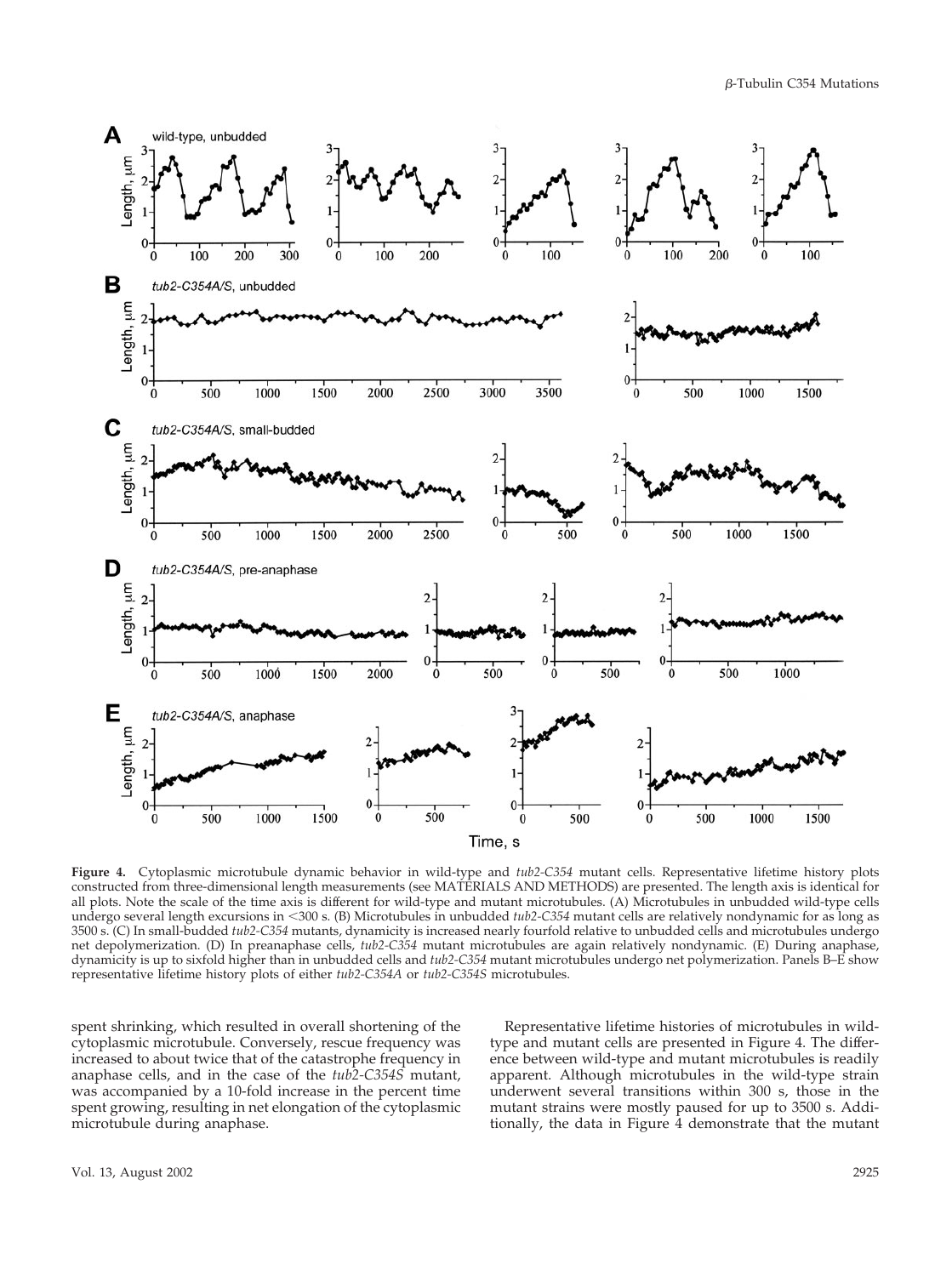**Figure 4.** Cytoplasmic microtubule dynamic behavior in wild-type and *tub2-C354* mutant cells. Representative lifetime history plots constructed from three-dimensional length measurements (see MATERIALS AND METHODS) are presented. The length axis is identical for all plots. Note the scale of the time axis is different for wild-type and mutant microtubules. (A) Microtubules in unbudded wild-type cells undergo several length excursions in <300 s. (B) Microtubules in unbudded *tub2-C354* mutant cells are relatively nondynamic for as long as 3500 s. (C) In small-budded *tub2-C354* mutants, dynamicity is increased nearly fourfold relative to unbudded cells and microtubules undergo net depolymerization. (D) In preanaphase cells, *tub2-C354* mutant microtubules are again relatively nondynamic. (E) During anaphase, dynamicity is up to sixfold higher than in unbudded cells and *tub2-C354* mutant microtubules undergo net polymerization. Panels B–E show representative lifetime history plots of either *tub2-C354A* or *tub2-C354S* microtubules.

spent shrinking, which resulted in overall shortening of the cytoplasmic microtubule. Conversely, rescue frequency was increased to about twice that of the catastrophe frequency in anaphase cells, and in the case of the *tub2-C354S* mutant, was accompanied by a 10-fold increase in the percent time spent growing, resulting in net elongation of the cytoplasmic microtubule during anaphase.

Representative lifetime histories of microtubules in wild-type and mutant cells are presented in Figure 4. The difference between wild-type and mutant microtubules is readily apparent. Although microtubules in the wild-type strain underwent several transitions within 300 s, those in the mutant strains were mostly paused for up to 3500 s. Additionally, the data in Figure 4 demonstrate that the mutant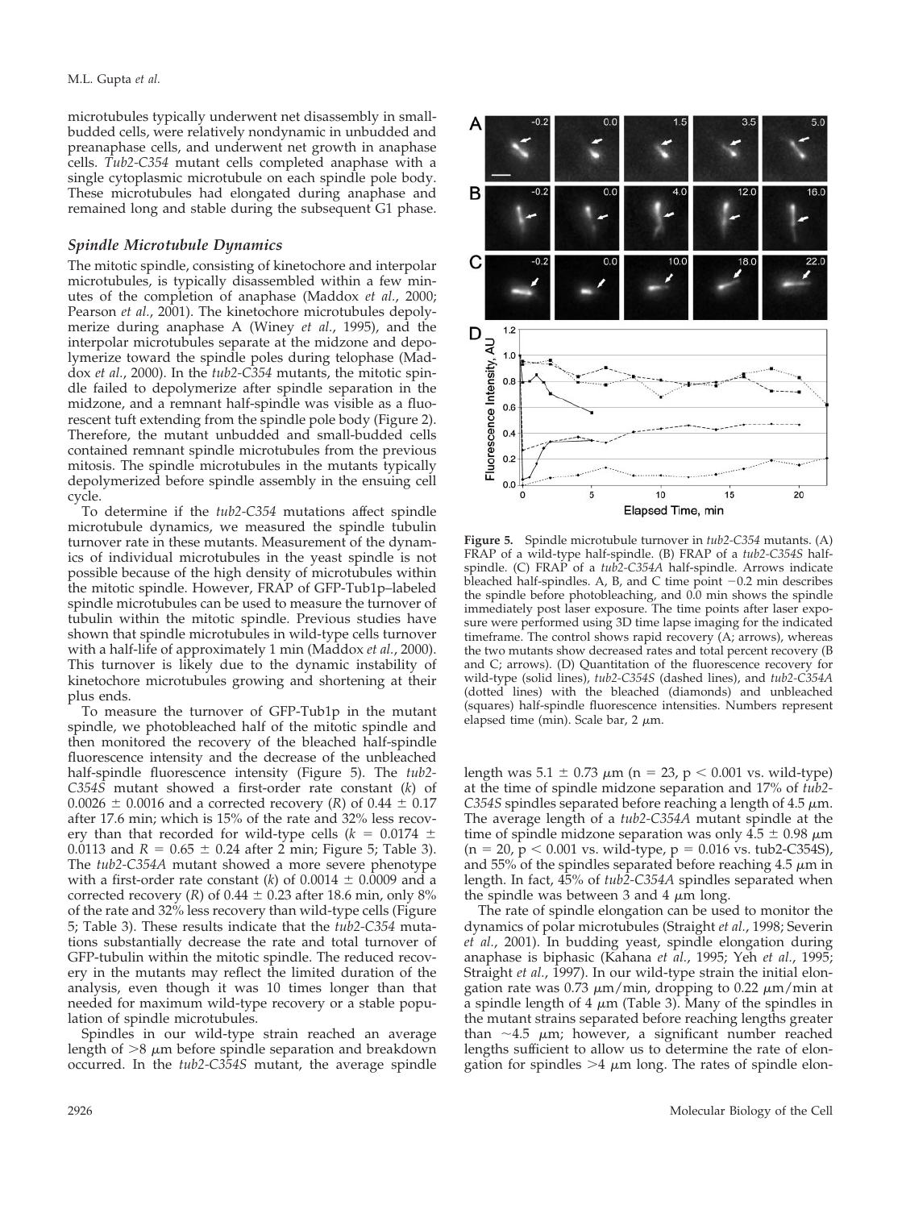microtubules typically underwent net disassembly in small-budded cells, were relatively nondynamic in unbudded and preanaphase cells, and underwent net growth in anaphase cells. *Tub2-C354* mutant cells completed anaphase with a single cytoplasmic microtubule on each spindle pole body. These microtubules had elongated during anaphase and remained long and stable during the subsequent G1 phase.

## Spindle Microtubule Dynamics

The mitotic spindle, consisting of kinetochore and interpolar microtubules, is typically disassembled within a few minutes of the completion of anaphase (Maddox *et al.*, 2000; Pearson *et al.*, 2001). The kinetochore microtubules depolymerize during anaphase A (Winey *et al.*, 1995), and the interpolar microtubules separate at the midzone and depolymerize toward the spindle poles during telophase (Maddox *et al.*, 2000). In the *tub2-C354* mutants, the mitotic spindle failed to depolymerize after spindle separation in the midzone, and a remnant half-spindle was visible as a fluorescent tuft extending from the spindle pole body (Figure 2). Therefore, the mutant unbudded and small-budded cells contained remnant spindle microtubules from the previous mitosis. The spindle microtubules in the mutants typically depolymerized before spindle assembly in the ensuing cell cycle.

To determine if the *tub2-C354* mutations affect spindle microtubule dynamics, we measured the spindle tubulin turnover rate in these mutants. Measurement of the dynamics of individual microtubules in the yeast spindle is not possible because of the high density of microtubules within the mitotic spindle. However, FRAP of GFP-Tub1p–labeled spindle microtubules can be used to measure the turnover of tubulin within the mitotic spindle. Previous studies have shown that spindle microtubules in wild-type cells turnover with a half-life of approximately 1 min (Maddox *et al.*, 2000). This turnover is likely due to the dynamic instability of kinetochore microtubules growing and shortening at their plus ends.

To measure the turnover of GFP-Tub1p in the mutant spindle, we photobleached half of the mitotic spindle and then monitored the recovery of the bleached half-spindle fluorescence intensity and the decrease of the unbleached half-spindle fluorescence intensity (Figure 5). The *tub2-C354S* mutant showed a first-order rate constant ($k$) of $0.0026 \pm 0.0016$ and a corrected recovery ($R$) of $0.44 \pm 0.17$ after 17.6 min; which is 15% of the rate and 32% less recovery than that recorded for wild-type cells ($k = 0.0174 \pm 0.0113$ and $R = 0.65 \pm 0.24$ after 2 min; Figure 5; Table 3). The *tub2-C354A* mutant showed a more severe phenotype with a first-order rate constant ($k$) of $0.0014 \pm 0.0009$ and a corrected recovery ($R$) of $0.44 \pm 0.23$ after 18.6 min, only 8% of the rate and 32% less recovery than wild-type cells (Figure 5; Table 3). These results indicate that the *tub2-C354* mutations substantially decrease the rate and total turnover of GFP-tubulin within the mitotic spindle. The reduced recovery in the mutants may reflect the limited duration of the analysis, even though it was 10 times longer than that needed for maximum wild-type recovery or a stable population of spindle microtubules.

Spindles in our wild-type strain reached an average length of >8 μm before spindle separation and breakdown occurred. In the *tub2-C354S* mutant, the average spindle length was $5.1 \pm 0.73$ μm ($n = 23$, $p < 0.001$ vs. wild-type) at the time of spindle midzone separation and 17% of *tub2-C354S* spindles separated before reaching a length of 4.5 μm. The average length of a *tub2-C354A* mutant spindle at the time of spindle midzone separation was only $4.5 \pm 0.98$ μm ($n = 20$, $p < 0.001$ vs. wild-type, $p = 0.016$ vs. tub2-C354S), and 55% of the spindles separated before reaching 4.5 μm in length. In fact, 45% of *tub2-C354A* spindles separated when the spindle was between 3 and 4 μm long.

The rate of spindle elongation can be used to monitor the dynamics of polar microtubules (Straight *et al.*, 1998; Severin *et al.*, 2001). In budding yeast, spindle elongation during anaphase is biphasic (Kahana *et al.*, 1995; Yeh *et al.*, 1995; Straight *et al.*, 1997). In our wild-type strain the initial elongation rate was 0.73 μm/min, dropping to 0.22 μm/min at a spindle length of 4 μm (Table 3). Many of the spindles in the mutant strains separated before reaching lengths greater than ~4.5 μm; however, a significant number reached lengths sufficient to allow us to determine the rate of elongation for spindles >4 μm long. The rates of spindle elon-

**Figure 5.** Spindle microtubule turnover in *tub2-C354* mutants. (A) FRAP of a wild-type half-spindle. (B) FRAP of a *tub2-C354S* half-spindle. (C) FRAP of a *tub2-C354A* half-spindle. Arrows indicate bleached half-spindles. A, B, and C time point −0.2 min describes the spindle before photobleaching, and 0.0 min shows the spindle immediately post laser exposure. The time points after laser exposure were performed using 3D time lapse imaging for the indicated timeframe. The control shows rapid recovery (A; arrows), whereas the two mutants show decreased rates and total percent recovery (B and C; arrows). (D) Quantitation of the fluorescence recovery for wild-type (solid lines), *tub2-C354S* (dashed lines), and *tub2-C354A* (dotted lines) with the bleached (diamonds) and unbleached (squares) half-spindle fluorescence intensities. Numbers represent elapsed time (min). Scale bar, 2 μm.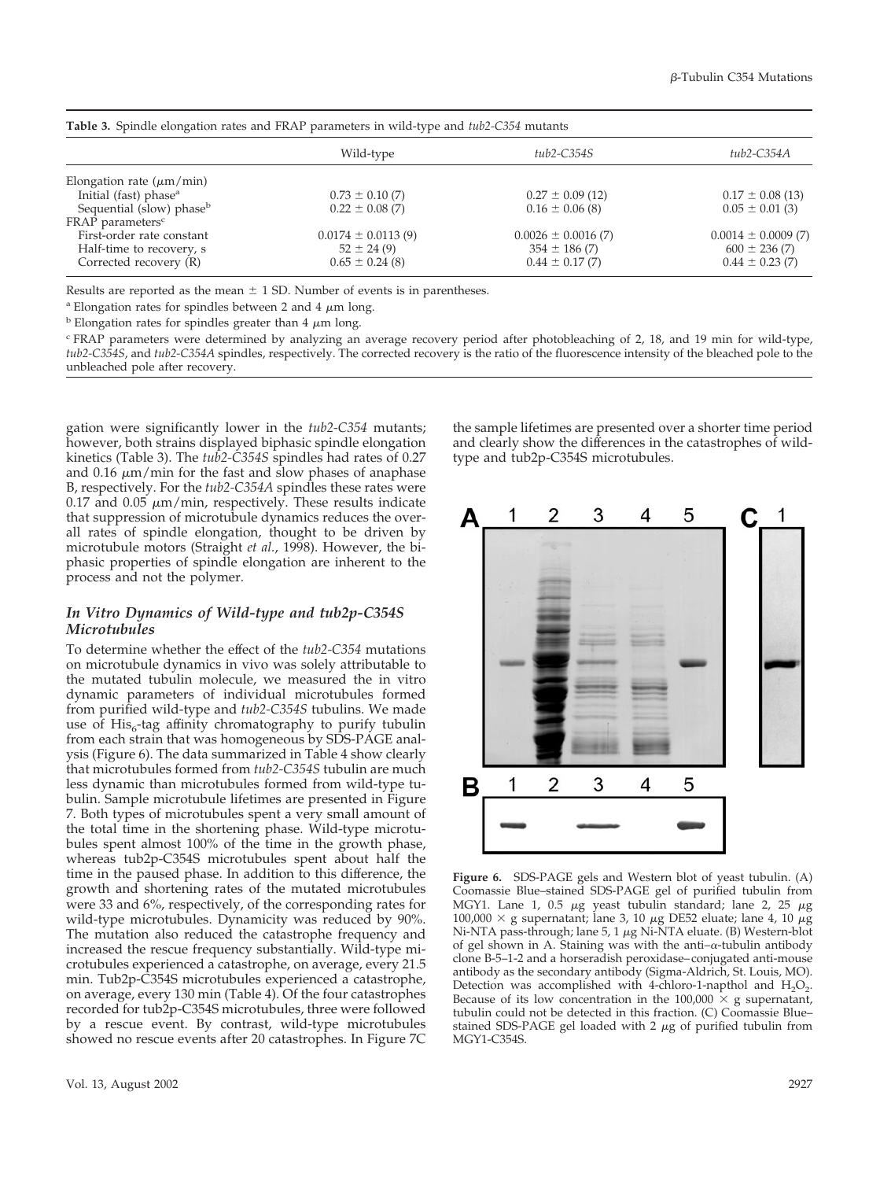**Table 3.** Spindle elongation rates and FRAP parameters in wild-type and *tub2-C354* mutants

| | Wild-type | *tub2-C354S* | *tub2-C354A* |
|---|---|---|---|
| Elongation rate ($\mu$m/min) | | | |
| Initial (fast) phase[a] | 0.73 ± 0.10 (7) | 0.27 ± 0.09 (12) | 0.17 ± 0.08 (13) |
| Sequential (slow) phase[b] | 0.22 ± 0.08 (7) | 0.16 ± 0.06 (8) | 0.05 ± 0.01 (3) |
| FRAP parameters[c] | | | |
| First-order rate constant | 0.0174 ± 0.0113 (9) | 0.0026 ± 0.0016 (7) | 0.0014 ± 0.0009 (7) |
| Half-time to recovery, s | 52 ± 24 (9) | 354 ± 186 (7) | 600 ± 236 (7) |
| Corrected recovery (R) | 0.65 ± 0.24 (8) | 0.44 ± 0.17 (7) | 0.44 ± 0.23 (7) |

Results are reported as the mean ± 1 SD. Number of events is in parentheses.

[a] Elongation rates for spindles between 2 and 4 $\mu$m long.

[b] Elongation rates for spindles greater than 4 $\mu$m long.

[c] FRAP parameters were determined by analyzing an average recovery period after photobleaching of 2, 18, and 19 min for wild-type, *tub2-C354S*, and *tub2-C354A* spindles, respectively. The corrected recovery is the ratio of the fluorescence intensity of the bleached pole to the unbleached pole after recovery.

gation were significantly lower in the *tub2-C354* mutants; however, both strains displayed biphasic spindle elongation kinetics (Table 3). The *tub2-C354S* spindles had rates of 0.27 and 0.16 $\mu$m/min for the fast and slow phases of anaphase B, respectively. For the *tub2-C354A* spindles these rates were 0.17 and 0.05 $\mu$m/min, respectively. These results indicate that suppression of microtubule dynamics reduces the overall rates of spindle elongation, thought to be driven by microtubule motors (Straight *et al.*, 1998). However, the biphasic properties of spindle elongation are inherent to the process and not the polymer.

### *In Vitro Dynamics of Wild-type and tub2p-C354S Microtubules*

To determine whether the effect of the *tub2-C354* mutations on microtubule dynamics in vivo was solely attributable to the mutated tubulin molecule, we measured the in vitro dynamic parameters of individual microtubules formed from purified wild-type and *tub2-C354S* tubulins. We made use of $His_6$-tag affinity chromatography to purify tubulin from each strain that was homogeneous by SDS-PAGE analysis (Figure 6). The data summarized in Table 4 show clearly that microtubules formed from *tub2-C354S* tubulin are much less dynamic than microtubules formed from wild-type tubulin. Sample microtubule lifetimes are presented in Figure 7. Both types of microtubules spent a very small amount of the total time in the shortening phase. Wild-type microtubules spent almost 100% of the time in the growth phase, whereas tub2p-C354S microtubules spent about half the time in the paused phase. In addition to this difference, the growth and shortening rates of the mutated microtubules were 33 and 6%, respectively, of the corresponding rates for wild-type microtubules. Dynamicity was reduced by 90%. The mutation also reduced the catastrophe frequency and increased the rescue frequency substantially. Wild-type microtubules experienced a catastrophe, on average, every 21.5 min. Tub2p-C354S microtubules experienced a catastrophe, on average, every 130 min (Table 4). Of the four catastrophes recorded for tub2p-C354S microtubules, three were followed by a rescue event. By contrast, wild-type microtubules showed no rescue events after 20 catastrophes. In Figure 7C the sample lifetimes are presented over a shorter time period and clearly show the differences in the catastrophes of wild-type and tub2p-C354S microtubules.

**Figure 6.** SDS-PAGE gels and Western blot of yeast tubulin. (A) Coomassie Blue–stained SDS-PAGE gel of purified tubulin from MGY1. Lane 1, 0.5 $\mu$g yeast tubulin standard; lane 2, 25 $\mu$g 100,000 × g supernatant; lane 3, 10 $\mu$g DE52 eluate; lane 4, 10 $\mu$g Ni-NTA pass-through; lane 5, 1 $\mu$g Ni-NTA eluate. (B) Western-blot of gel shown in A. Staining was with the anti–$\alpha$-tubulin antibody clone B-5–1-2 and a horseradish peroxidase–conjugated anti-mouse antibody as the secondary antibody (Sigma-Aldrich, St. Louis, MO). Detection was accomplished with 4-chloro-1-napthol and $H_2O_2$. Because of its low concentration in the 100,000 × g supernatant, tubulin could not be detected in this fraction. (C) Coomassie Blue–stained SDS-PAGE gel loaded with 2 $\mu$g of purified tubulin from MGY1-C354S.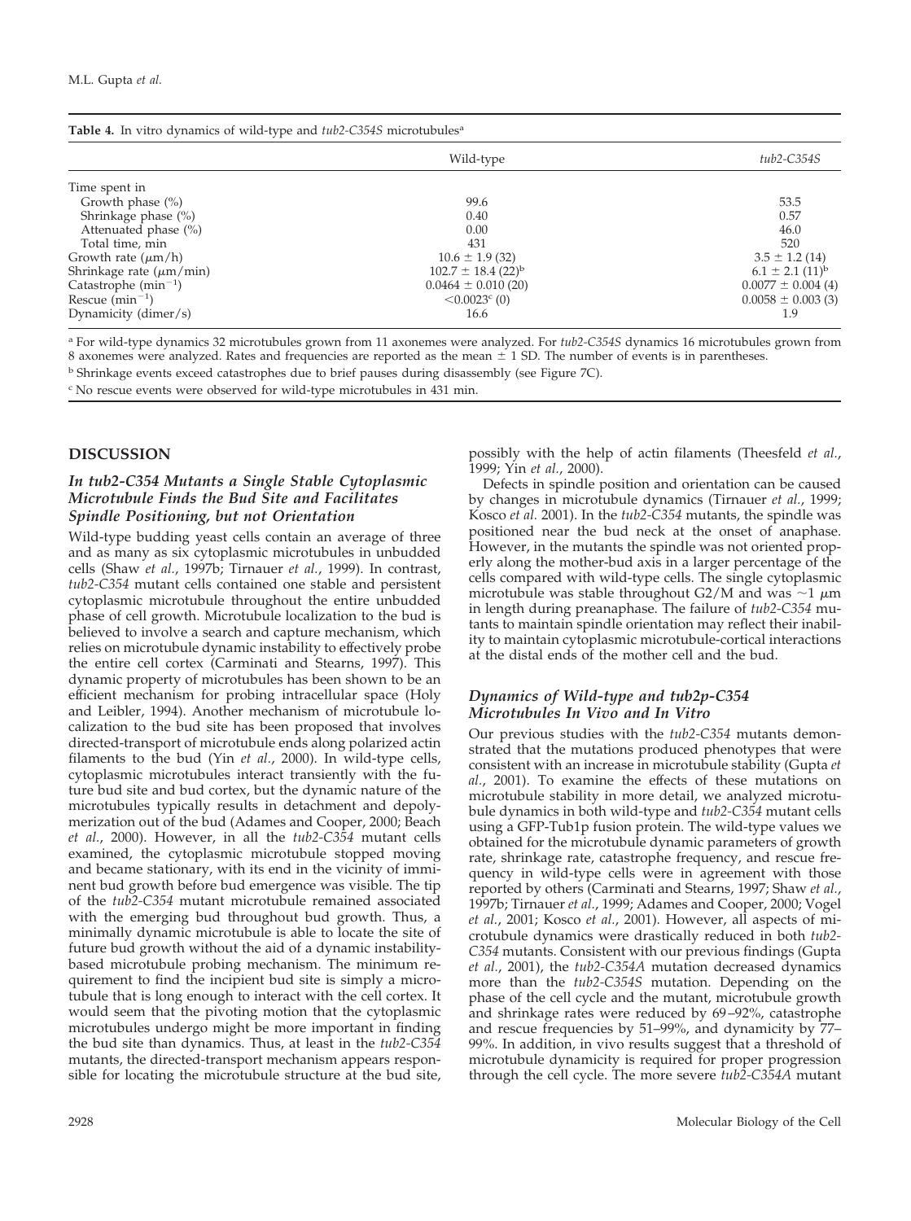**Table 4.** In vitro dynamics of wild-type and *tub2-C354S* microtubules[a]

| | Wild-type | *tub2-C354S* |
|---|---|---|
| Time spent in | | |
| Growth phase (%) | 99.6 | 53.5 |
| Shrinkage phase (%) | 0.40 | 0.57 |
| Attenuated phase (%) | 0.00 | 46.0 |
| Total time, min | 431 | 520 |
| Growth rate ($\mu$m/h) | $10.6 \pm 1.9$ (32) | $3.5 \pm 1.2$ (14) |
| Shrinkage rate ($\mu$m/min) | $102.7 \pm 18.4$ (22)[b] | $6.1 \pm 2.1$ (11)[b] |
| Catastrophe (min$^{-1}$) | $0.0464 \pm 0.010$ (20) | $0.0077 \pm 0.004$ (4) |
| Rescue (min$^{-1}$) | <0.0023[c] (0) | $0.0058 \pm 0.003$ (3) |
| Dynamicity (dimer/s) | 16.6 | 1.9 |

[a] For wild-type dynamics 32 microtubules grown from 11 axonemes were analyzed. For *tub2-C354S* dynamics 16 microtubules grown from 8 axonemes were analyzed. Rates and frequencies are reported as the mean $\pm$ 1 SD. The number of events is in parentheses.

[b] Shrinkage events exceed catastrophes due to brief pauses during disassembly (see Figure 7C).

[c] No rescue events were observed for wild-type microtubules in 431 min.

## DISCUSSION

### *In tub2-C354 Mutants a Single Stable Cytoplasmic Microtubule Finds the Bud Site and Facilitates Spindle Positioning, but not Orientation*

Wild-type budding yeast cells contain an average of three and as many as six cytoplasmic microtubules in unbudded cells (Shaw *et al.*, 1997b; Tirnauer *et al.*, 1999). In contrast, *tub2-C354* mutant cells contained one stable and persistent cytoplasmic microtubule throughout the entire unbudded phase of cell growth. Microtubule localization to the bud is believed to involve a search and capture mechanism, which relies on microtubule dynamic instability to effectively probe the entire cell cortex (Carminati and Stearns, 1997). This dynamic property of microtubules has been shown to be an efficient mechanism for probing intracellular space (Holy and Leibler, 1994). Another mechanism of microtubule localization to the bud site has been proposed that involves directed-transport of microtubule ends along polarized actin filaments to the bud (Yin *et al.*, 2000). In wild-type cells, cytoplasmic microtubules interact transiently with the future bud site and bud cortex, but the dynamic nature of the microtubules typically results in detachment and depolymerization out of the bud (Adames and Cooper, 2000; Beach *et al.*, 2000). However, in all the *tub2-C354* mutant cells examined, the cytoplasmic microtubule stopped moving and became stationary, with its end in the vicinity of imminent bud growth before bud emergence was visible. The tip of the *tub2-C354* mutant microtubule remained associated with the emerging bud throughout bud growth. Thus, a minimally dynamic microtubule is able to locate the site of future bud growth without the aid of a dynamic instability-based microtubule probing mechanism. The minimum requirement to find the incipient bud site is simply a microtubule that is long enough to interact with the cell cortex. It would seem that the pivoting motion that the cytoplasmic microtubules undergo might be more important in finding the bud site than dynamics. Thus, at least in the *tub2-C354* mutants, the directed-transport mechanism appears responsible for locating the microtubule structure at the bud site, possibly with the help of actin filaments (Theesfeld *et al.*, 1999; Yin *et al.*, 2000).

Defects in spindle position and orientation can be caused by changes in microtubule dynamics (Tirnauer *et al.*, 1999; Kosco *et al.* 2001). In the *tub2-C354* mutants, the spindle was positioned near the bud neck at the onset of anaphase. However, in the mutants the spindle was not oriented properly along the mother-bud axis in a larger percentage of the cells compared with wild-type cells. The single cytoplasmic microtubule was stable throughout G2/M and was ~1 $\mu$m in length during preanaphase. The failure of *tub2-C354* mutants to maintain spindle orientation may reflect their inability to maintain cytoplasmic microtubule-cortical interactions at the distal ends of the mother cell and the bud.

### *Dynamics of Wild-type and tub2p-C354 Microtubules In Vivo and In Vitro*

Our previous studies with the *tub2-C354* mutants demonstrated that the mutations produced phenotypes that were consistent with an increase in microtubule stability (Gupta *et al.*, 2001). To examine the effects of these mutations on microtubule stability in more detail, we analyzed microtubule dynamics in both wild-type and *tub2-C354* mutant cells using a GFP-Tub1p fusion protein. The wild-type values we obtained for the microtubule dynamic parameters of growth rate, shrinkage rate, catastrophe frequency, and rescue frequency in wild-type cells were in agreement with those reported by others (Carminati and Stearns, 1997; Shaw *et al.*, 1997b; Tirnauer *et al.*, 1999; Adames and Cooper, 2000; Vogel *et al.*, 2001; Kosco *et al.*, 2001). However, all aspects of microtubule dynamics were drastically reduced in both *tub2-C354* mutants. Consistent with our previous findings (Gupta *et al.*, 2001), the *tub2-C354A* mutation decreased dynamics more than the *tub2-C354S* mutation. Depending on the phase of the cell cycle and the mutant, microtubule growth and shrinkage rates were reduced by 69–92%, catastrophe and rescue frequencies by 51–99%, and dynamicity by 77–99%. In addition, in vivo results suggest that a threshold of microtubule dynamicity is required for proper progression through the cell cycle. The more severe *tub2-C354A* mutant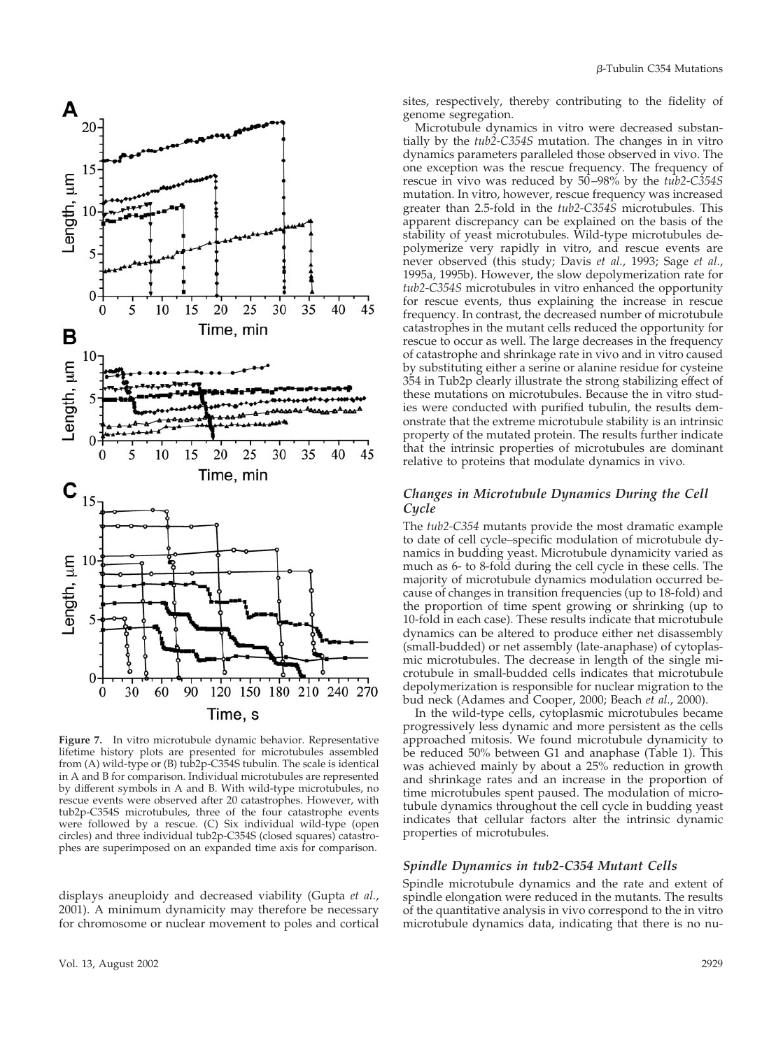**Figure 7.** In vitro microtubule dynamic behavior. Representative lifetime history plots are presented for microtubules assembled from (A) wild-type or (B) tub2p-C354S tubulin. The scale is identical in A and B for comparison. Individual microtubules are represented by different symbols in A and B. With wild-type microtubules, no rescue events were observed after 20 catastrophes. However, with tub2p-C354S microtubules, three of the four catastrophe events were followed by a rescue. (C) Six individual wild-type (open circles) and three individual tub2p-C354S (closed squares) catastrophes are superimposed on an expanded time axis for comparison.

displays aneuploidy and decreased viability (Gupta *et al.*, 2001). A minimum dynamicity may therefore be necessary for chromosome or nuclear movement to poles and cortical sites, respectively, thereby contributing to the fidelity of genome segregation.

Microtubule dynamics in vitro were decreased substantially by the *tub2-C354S* mutation. The changes in in vitro dynamics parameters paralleled those observed in vivo. The one exception was the rescue frequency. The frequency of rescue in vivo was reduced by 50–98% by the *tub2-C354S* mutation. In vitro, however, rescue frequency was increased greater than 2.5-fold in the *tub2-C354S* microtubules. This apparent discrepancy can be explained on the basis of the stability of yeast microtubules. Wild-type microtubules depolymerize very rapidly in vitro, and rescue events are never observed (this study; Davis *et al.*, 1993; Sage *et al.*, 1995a, 1995b). However, the slow depolymerization rate for *tub2-C354S* microtubules in vitro enhanced the opportunity for rescue events, thus explaining the increase in rescue frequency. In contrast, the decreased number of microtubule catastrophes in the mutant cells reduced the opportunity for rescue to occur as well. The large decreases in the frequency of catastrophe and shrinkage rate in vivo and in vitro caused by substituting either a serine or alanine residue for cysteine 354 in Tub2p clearly illustrate the strong stabilizing effect of these mutations on microtubules. Because the in vitro studies were conducted with purified tubulin, the results demonstrate that the extreme microtubule stability is an intrinsic property of the mutated protein. The results further indicate that the intrinsic properties of microtubules are dominant relative to proteins that modulate dynamics in vivo.

### Changes in Microtubule Dynamics During the Cell Cycle

The *tub2-C354* mutants provide the most dramatic example to date of cell cycle–specific modulation of microtubule dynamics in budding yeast. Microtubule dynamicity varied as much as 6- to 8-fold during the cell cycle in these cells. The majority of microtubule dynamics modulation occurred because of changes in transition frequencies (up to 18-fold) and the proportion of time spent growing or shrinking (up to 10-fold in each case). These results indicate that microtubule dynamics can be altered to produce either net disassembly (small-budded) or net assembly (late-anaphase) of cytoplasmic microtubules. The decrease in length of the single microtubule in small-budded cells indicates that microtubule depolymerization is responsible for nuclear migration to the bud neck (Adames and Cooper, 2000; Beach *et al.*, 2000).

In the wild-type cells, cytoplasmic microtubules became progressively less dynamic and more persistent as the cells approached mitosis. We found microtubule dynamicity to be reduced 50% between G1 and anaphase (Table 1). This was achieved mainly by about a 25% reduction in growth and shrinkage rates and an increase in the proportion of time microtubules spent paused. The modulation of microtubule dynamics throughout the cell cycle in budding yeast indicates that cellular factors alter the intrinsic dynamic properties of microtubules.

### Spindle Dynamics in tub2-C354 Mutant Cells

Spindle microtubule dynamics and the rate and extent of spindle elongation were reduced in the mutants. The results of the quantitative analysis in vivo correspond to the in vitro microtubule dynamics data, indicating that there is no nu-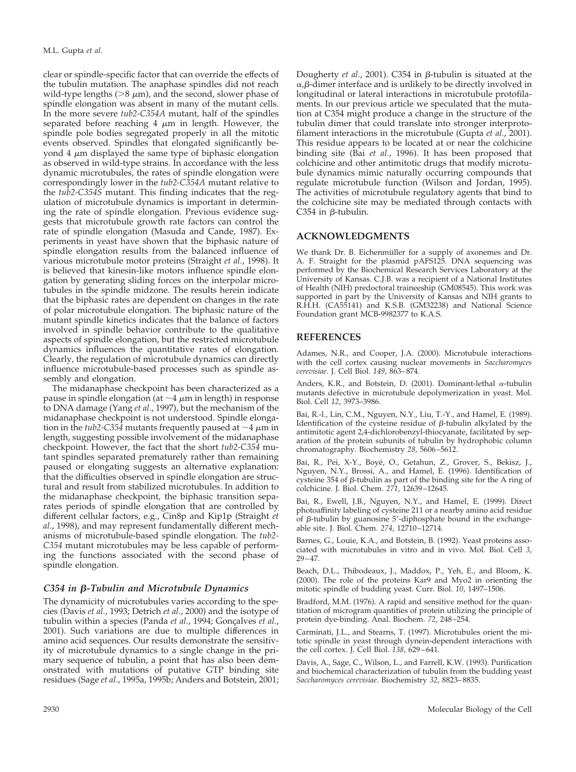clear or spindle-specific factor that can override the effects of the tubulin mutation. The anaphase spindles did not reach wild-type lengths (>8 μm), and the second, slower phase of spindle elongation was absent in many of the mutant cells. In the more severe *tub2-C354A* mutant, half of the spindles separated before reaching 4 μm in length. However, the spindle pole bodies segregated properly in all the mitotic events observed. Spindles that elongated significantly beyond 4 μm displayed the same type of biphasic elongation as observed in wild-type strains. In accordance with the less dynamic microtubules, the rates of spindle elongation were correspondingly lower in the *tub2-C354A* mutant relative to the *tub2-C354S* mutant. This finding indicates that the regulation of microtubule dynamics is important in determining the rate of spindle elongation. Previous evidence suggests that microtubule growth rate factors can control the rate of spindle elongation (Masuda and Cande, 1987). Experiments in yeast have shown that the biphasic nature of spindle elongation results from the balanced influence of various microtubule motor proteins (Straight *et al.*, 1998). It is believed that kinesin-like motors influence spindle elongation by generating sliding forces on the interpolar microtubules in the spindle midzone. The results herein indicate that the biphasic rates are dependent on changes in the rate of polar microtubule elongation. The biphasic nature of the mutant spindle kinetics indicates that the balance of factors involved in spindle behavior contribute to the qualitative aspects of spindle elongation, but the restricted microtubule dynamics influences the quantitative rates of elongation. Clearly, the regulation of microtubule dynamics can directly influence microtubule-based processes such as spindle assembly and elongation.

The midanaphase checkpoint has been characterized as a pause in spindle elongation (at ~4 μm in length) in response to DNA damage (Yang *et al.*, 1997), but the mechanism of the midanaphase checkpoint is not understood. Spindle elongation in the *tub2-C354* mutants frequently paused at ~4 μm in length, suggesting possible involvement of the midanaphase checkpoint. However, the fact that the short *tub2-C354* mutant spindles separated prematurely rather than remaining paused or elongating suggests an alternative explanation: that the difficulties observed in spindle elongation are structural and result from stabilized microtubules. In addition to the midanaphase checkpoint, the biphasic transition separates periods of spindle elongation that are controlled by different cellular factors, e.g., Cin8p and Kip1p (Straight *et al.*, 1998), and may represent fundamentally different mechanisms of microtubule-based spindle elongation. The *tub2-C354* mutant microtubules may be less capable of performing the functions associated with the second phase of spindle elongation.

### C354 in β-Tubulin and Microtubule Dynamics

The dynamicity of microtubules varies according to the species (Davis *et al.*, 1993; Detrich *et al.*, 2000) and the isotype of tubulin within a species (Panda *et al.*, 1994; Gonçalves *et al.*, 2001). Such variations are due to multiple differences in amino acid sequences. Our results demonstrate the sensitivity of microtubule dynamics to a single change in the primary sequence of tubulin, a point that has also been demonstrated with mutations of putative GTP binding site residues (Sage *et al.*, 1995a, 1995b; Anders and Botstein, 2001; Dougherty *et al.*, 2001). C354 in β-tubulin is situated at the α,β-dimer interface and is unlikely to be directly involved in longitudinal or lateral interactions in microtubule protofilaments. In our previous article we speculated that the mutation at C354 might produce a change in the structure of the tubulin dimer that could translate into stronger interprotofilament interactions in the microtubule (Gupta *et al.*, 2001). This residue appears to be located at or near the colchicine binding site (Bai *et al.*, 1996). It has been proposed that colchicine and other antimitotic drugs that modify microtubule dynamics mimic naturally occurring compounds that regulate microtubule function (Wilson and Jordan, 1995). The activities of microtubule regulatory agents that bind to the colchicine site may be mediated through contacts with C354 in β-tubulin.

## ACKNOWLEDGMENTS

We thank Dr. B. Eichenmüller for a supply of axonemes and Dr. A. F. Straight for the plasmid pAFS125. DNA sequencing was performed by the Biochemical Research Services Laboratory at the University of Kansas. C.J.B. was a recipient of a National Institutes of Health (NIH) predoctoral traineeship (GM08545). This work was supported in part by the University of Kansas and NIH grants to R.H.H. (CA55141) and K.S.B. (GM32238) and National Science Foundation grant MCB-9982377 to K.A.S.

## REFERENCES

Adames, N.R., and Cooper, J.A. (2000). Microtubule interactions with the cell cortex causing nuclear movements in *Saccharomyces cerevisiae*. J. Cell Biol. *149*, 863–874.

Anders, K.R., and Botstein, D. (2001). Dominant-lethal α-tubulin mutants defective in microtubule depolymerization in yeast. Mol. Biol. Cell *12*, 3973–3986.

Bai, R.-l., Lin, C.M., Nguyen, N.Y., Liu, T.-Y., and Hamel, E. (1989). Identification of the cysteine residue of β-tubulin alkylated by the antimitotic agent 2,4-dichlorobenzyl-thiocyanate, facilitated by separation of the protein subunits of tubulin by hydrophobic column chromatography. Biochemistry *28*, 5606–5612.

Bai, R., Pei, X-Y., Boyé, O., Getahun, Z., Grover, S., Bekisz, J., Nguyen, N.Y., Brossi, A., and Hamel, E. (1996). Identification of cysteine 354 of β-tubulin as part of the binding site for the A ring of colchicine. J. Biol. Chem. *271*, 12639–12645.

Bai, R., Ewell, J.B., Nguyen, N.Y., and Hamel, E. (1999). Direct photoaffinity labeling of cysteine 211 or a nearby amino acid residue of β-tubulin by guanosine 5′-diphosphate bound in the exchangeable site. J. Biol. Chem. *274*, 12710–12714.

Barnes, G., Louie, K.A., and Botstein, B. (1992). Yeast proteins associated with microtubules in vitro and in vivo. Mol. Biol. Cell *3*, 29–47.

Beach, D.L., Thibodeaux, J., Maddox, P., Yeh, E., and Bloom, K. (2000). The role of the proteins Kar9 and Myo2 in orienting the mitotic spindle of budding yeast. Curr. Biol. *10*, 1497–1506.

Bradford, M.M. (1976). A rapid and sensitive method for the quantitation of microgram quantities of protein utilizing the principle of protein dye-binding. Anal. Biochem. *72*, 248–254.

Carminati, J.L., and Stearns, T. (1997). Microtubules orient the mitotic spindle in yeast through dynein-dependent interactions with the cell cortex. J. Cell Biol. *138*, 629–641.

Davis, A., Sage, C., Wilson, L., and Farrell, K.W. (1993). Purification and biochemical characterization of tubulin from the budding yeast *Saccharomyces cerevisiae*. Biochemistry *32*, 8823–8835.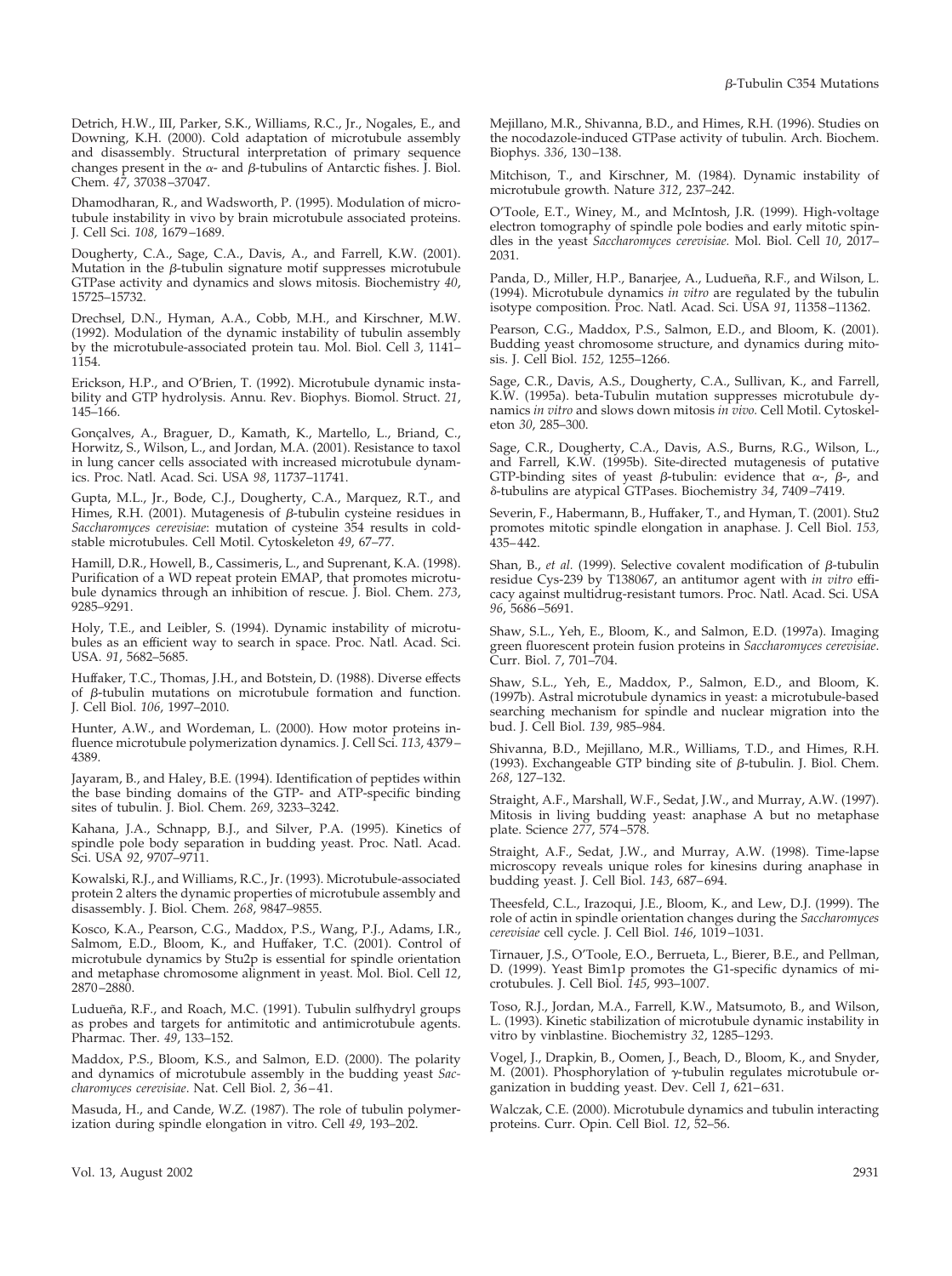Detrich, H.W., III, Parker, S.K., Williams, R.C., Jr., Nogales, E., and Downing, K.H. (2000). Cold adaptation of microtubule assembly and disassembly. Structural interpretation of primary sequence changes present in the α- and β-tubulins of Antarctic fishes. J. Biol. Chem. *47*, 37038–37047.

Dhamodharan, R., and Wadsworth, P. (1995). Modulation of microtubule instability in vivo by brain microtubule associated proteins. J. Cell Sci. *108*, 1679–1689.

Dougherty, C.A., Sage, C.A., Davis, A., and Farrell, K.W. (2001). Mutation in the β-tubulin signature motif suppresses microtubule GTPase activity and dynamics and slows mitosis. Biochemistry *40*, 15725–15732.

Drechsel, D.N., Hyman, A.A., Cobb, M.H., and Kirschner, M.W. (1992). Modulation of the dynamic instability of tubulin assembly by the microtubule-associated protein tau. Mol. Biol. Cell *3*, 1141–1154.

Erickson, H.P., and O'Brien, T. (1992). Microtubule dynamic instability and GTP hydrolysis. Annu. Rev. Biophys. Biomol. Struct. *21*, 145–166.

Gonçalves, A., Braguer, D., Kamath, K., Martello, L., Briand, C., Horwitz, S., Wilson, L., and Jordan, M.A. (2001). Resistance to taxol in lung cancer cells associated with increased microtubule dynamics. Proc. Natl. Acad. Sci. USA *98*, 11737–11741.

Gupta, M.L., Jr., Bode, C.J., Dougherty, C.A., Marquez, R.T., and Himes, R.H. (2001). Mutagenesis of β-tubulin cysteine residues in *Saccharomyces cerevisiae*: mutation of cysteine 354 results in cold-stable microtubules. Cell Motil. Cytoskeleton *49*, 67–77.

Hamill, D.R., Howell, B., Cassimeris, L., and Suprenant, K.A. (1998). Purification of a WD repeat protein EMAP, that promotes microtubule dynamics through an inhibition of rescue. J. Biol. Chem. *273*, 9285–9291.

Holy, T.E., and Leibler, S. (1994). Dynamic instability of microtubules as an efficient way to search in space. Proc. Natl. Acad. Sci. USA. *91*, 5682–5685.

Huffaker, T.C., Thomas, J.H., and Botstein, D. (1988). Diverse effects of β-tubulin mutations on microtubule formation and function. J. Cell Biol. *106*, 1997–2010.

Hunter, A.W., and Wordeman, L. (2000). How motor proteins influence microtubule polymerization dynamics. J. Cell Sci. *113*, 4379–4389.

Jayaram, B., and Haley, B.E. (1994). Identification of peptides within the base binding domains of the GTP- and ATP-specific binding sites of tubulin. J. Biol. Chem. *269*, 3233–3242.

Kahana, J.A., Schnapp, B.J., and Silver, P.A. (1995). Kinetics of spindle pole body separation in budding yeast. Proc. Natl. Acad. Sci. USA *92*, 9707–9711.

Kowalski, R.J., and Williams, R.C., Jr. (1993). Microtubule-associated protein 2 alters the dynamic properties of microtubule assembly and disassembly. J. Biol. Chem. *268*, 9847–9855.

Kosco, K.A., Pearson, C.G., Maddox, P.S., Wang, P.J., Adams, I.R., Salmom, E.D., Bloom, K., and Huffaker, T.C. (2001). Control of microtubule dynamics by Stu2p is essential for spindle orientation and metaphase chromosome alignment in yeast. Mol. Biol. Cell *12*, 2870–2880.

Ludueña, R.F., and Roach, M.C. (1991). Tubulin sulfhydryl groups as probes and targets for antimitotic and antimicrotubule agents. Pharmac. Ther. *49*, 133–152.

Maddox, P.S., Bloom, K.S., and Salmon, E.D. (2000). The polarity and dynamics of microtubule assembly in the budding yeast *Saccharomyces cerevisiae*. Nat. Cell Biol. *2*, 36–41.

Masuda, H., and Cande, W.Z. (1987). The role of tubulin polymerization during spindle elongation in vitro. Cell *49*, 193–202.

Mejillano, M.R., Shivanna, B.D., and Himes, R.H. (1996). Studies on the nocodazole-induced GTPase activity of tubulin. Arch. Biochem. Biophys. *336*, 130–138.

Mitchison, T., and Kirschner, M. (1984). Dynamic instability of microtubule growth. Nature *312*, 237–242.

O'Toole, E.T., Winey, M., and McIntosh, J.R. (1999). High-voltage electron tomography of spindle pole bodies and early mitotic spindles in the yeast *Saccharomyces cerevisiae.* Mol. Biol. Cell *10*, 2017–2031.

Panda, D., Miller, H.P., Banarjee, A., Ludueña, R.F., and Wilson, L. (1994). Microtubule dynamics *in vitro* are regulated by the tubulin isotype composition. Proc. Natl. Acad. Sci. USA *91*, 11358–11362.

Pearson, C.G., Maddox, P.S., Salmon, E.D., and Bloom, K. (2001). Budding yeast chromosome structure, and dynamics during mitosis. J. Cell Biol. *152,* 1255–1266.

Sage, C.R., Davis, A.S., Dougherty, C.A., Sullivan, K., and Farrell, K.W. (1995a). beta-Tubulin mutation suppresses microtubule dynamics *in vitro* and slows down mitosis *in vivo.* Cell Motil. Cytoskeleton *30*, 285–300.

Sage, C.R., Dougherty, C.A., Davis, A.S., Burns, R.G., Wilson, L., and Farrell, K.W. (1995b). Site-directed mutagenesis of putative GTP-binding sites of yeast β-tubulin: evidence that α-, β-, and δ-tubulins are atypical GTPases. Biochemistry *34*, 7409–7419.

Severin, F., Habermann, B., Huffaker, T., and Hyman, T. (2001). Stu2 promotes mitotic spindle elongation in anaphase. J. Cell Biol. *153,* 435–442.

Shan, B., *et al.* (1999). Selective covalent modification of β-tubulin residue Cys-239 by T138067, an antitumor agent with *in vitro* efficacy against multidrug-resistant tumors. Proc. Natl. Acad. Sci. USA *96*, 5686–5691.

Shaw, S.L., Yeh, E., Bloom, K., and Salmon, E.D. (1997a). Imaging green fluorescent protein fusion proteins in *Saccharomyces cerevisiae*. Curr. Biol. *7*, 701–704.

Shaw, S.L., Yeh, E., Maddox, P., Salmon, E.D., and Bloom, K. (1997b). Astral microtubule dynamics in yeast: a microtubule-based searching mechanism for spindle and nuclear migration into the bud. J. Cell Biol. *139*, 985–984.

Shivanna, B.D., Mejillano, M.R., Williams, T.D., and Himes, R.H. (1993). Exchangeable GTP binding site of β-tubulin. J. Biol. Chem. *268*, 127–132.

Straight, A.F., Marshall, W.F., Sedat, J.W., and Murray, A.W. (1997). Mitosis in living budding yeast: anaphase A but no metaphase plate. Science *277*, 574–578.

Straight, A.F., Sedat, J.W., and Murray, A.W. (1998). Time-lapse microscopy reveals unique roles for kinesins during anaphase in budding yeast. J. Cell Biol. *143*, 687–694.

Theesfeld, C.L., Irazoqui, J.E., Bloom, K., and Lew, D.J. (1999). The role of actin in spindle orientation changes during the *Saccharomyces cerevisiae* cell cycle. J. Cell Biol. *146*, 1019–1031.

Tirnauer, J.S., O'Toole, E.O., Berrueta, L., Bierer, B.E., and Pellman, D. (1999). Yeast Bim1p promotes the G1-specific dynamics of microtubules. J. Cell Biol. *145*, 993–1007.

Toso, R.J., Jordan, M.A., Farrell, K.W., Matsumoto, B., and Wilson, L. (1993). Kinetic stabilization of microtubule dynamic instability in vitro by vinblastine. Biochemistry *32*, 1285–1293.

Vogel, J., Drapkin, B., Oomen, J., Beach, D., Bloom, K., and Snyder, M. (2001). Phosphorylation of γ-tubulin regulates microtubule organization in budding yeast. Dev. Cell *1*, 621–631.

Walczak, C.E. (2000). Microtubule dynamics and tubulin interacting proteins. Curr. Opin. Cell Biol. *12*, 52–56.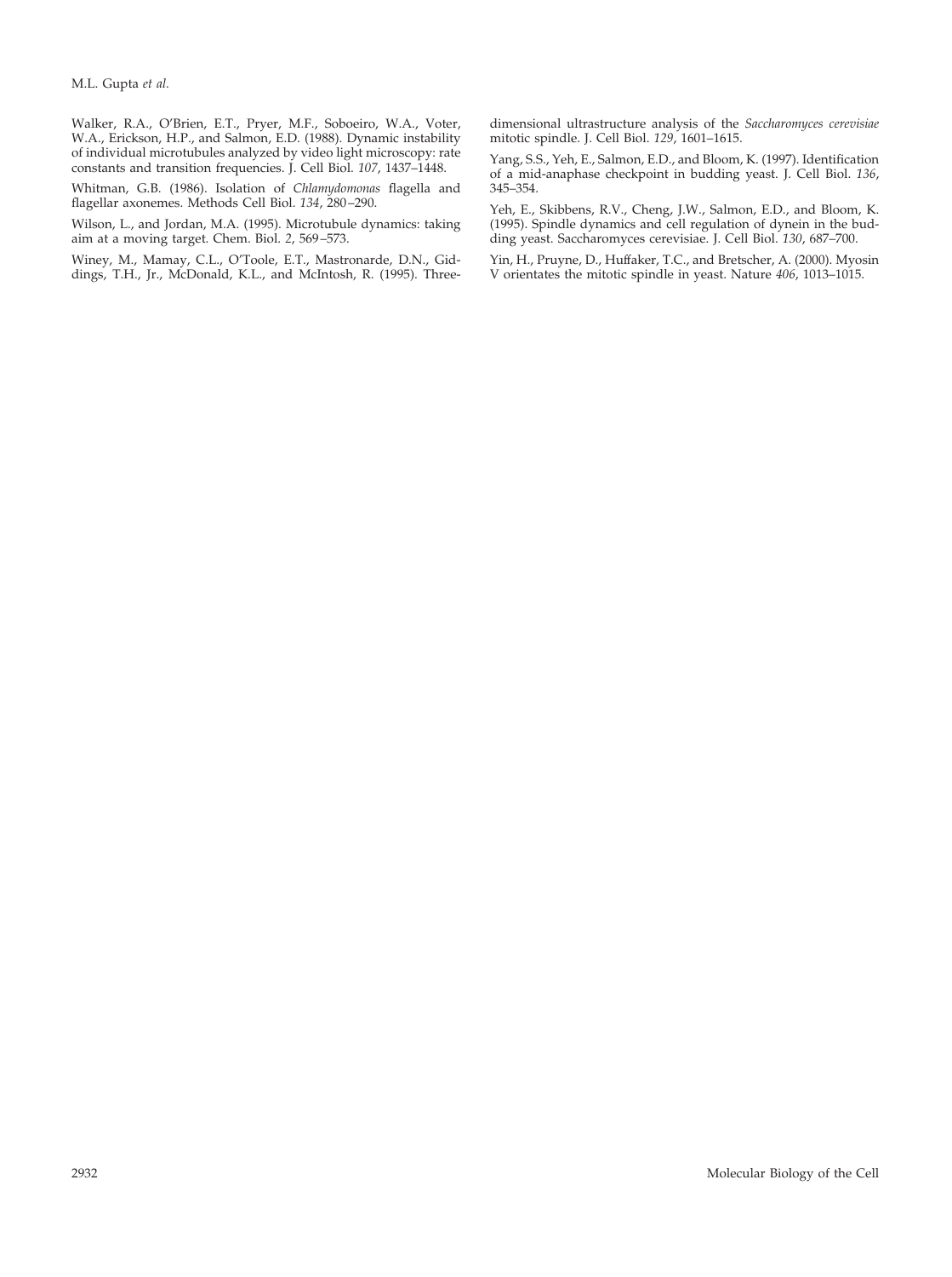Walker, R.A., O'Brien, E.T., Pryer, M.F., Soboeiro, W.A., Voter, W.A., Erickson, H.P., and Salmon, E.D. (1988). Dynamic instability of individual microtubules analyzed by video light microscopy: rate constants and transition frequencies. J. Cell Biol. *107*, 1437–1448.

Whitman, G.B. (1986). Isolation of *Chlamydomonas* flagella and flagellar axonemes. Methods Cell Biol. *134*, 280–290.

Wilson, L., and Jordan, M.A. (1995). Microtubule dynamics: taking aim at a moving target. Chem. Biol. *2*, 569–573.

Winey, M., Mamay, C.L., O'Toole, E.T., Mastronarde, D.N., Giddings, T.H., Jr., McDonald, K.L., and McIntosh, R. (1995). Three-dimensional ultrastructure analysis of the *Saccharomyces cerevisiae* mitotic spindle. J. Cell Biol. *129*, 1601–1615.

Yang, S.S., Yeh, E., Salmon, E.D., and Bloom, K. (1997). Identification of a mid-anaphase checkpoint in budding yeast. J. Cell Biol. *136*, 345–354.

Yeh, E., Skibbens, R.V., Cheng, J.W., Salmon, E.D., and Bloom, K. (1995). Spindle dynamics and cell regulation of dynein in the budding yeast. Saccharomyces cerevisiae. J. Cell Biol. *130*, 687–700.

Yin, H., Pruyne, D., Huffaker, T.C., and Bretscher, A. (2000). Myosin V orientates the mitotic spindle in yeast. Nature *406*, 1013–1015.